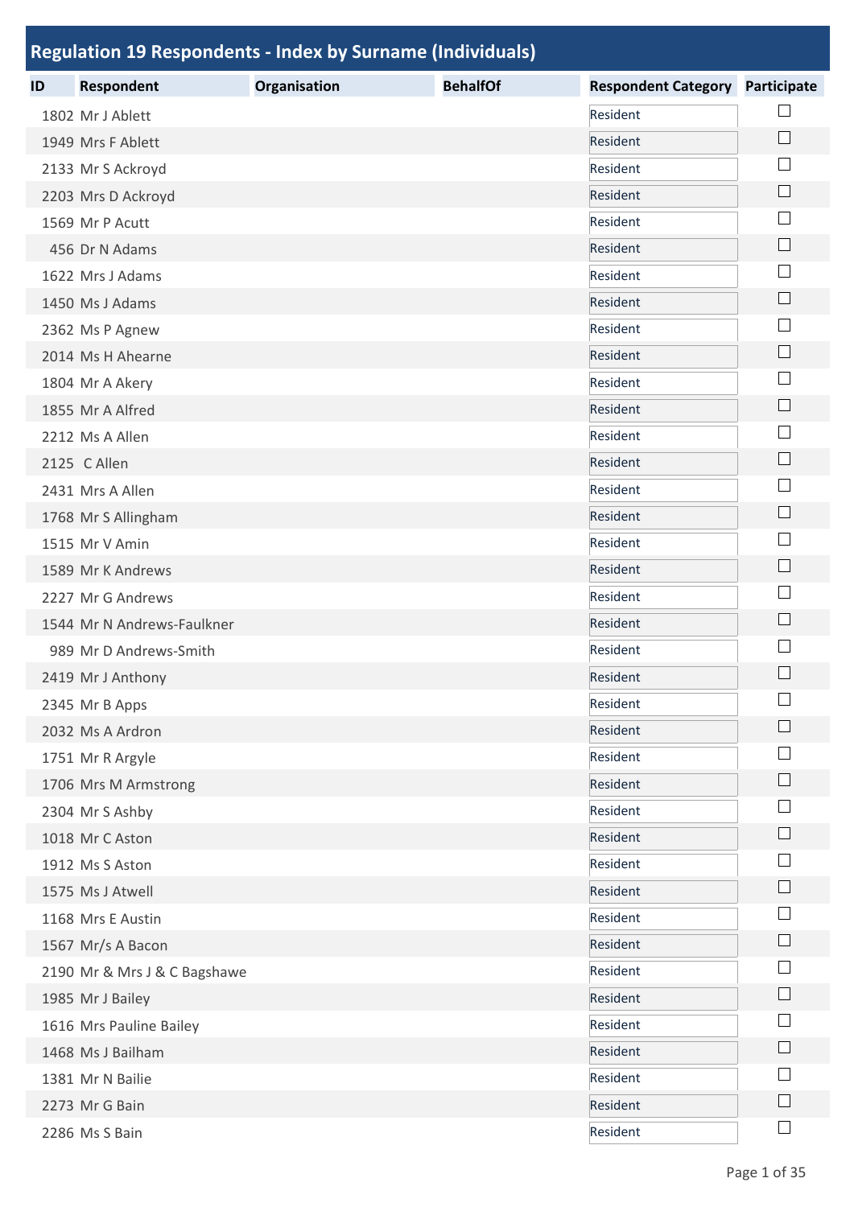## Regulation 19 Respondents - Index by Surname (Individuals)

| ID | Respondent | Organisation | BehalfOf | Respondent Category | Participate |
|---|---|---|---|---|---|
| 1802 | Mr J Ablett | | | Resident | ☐ |
| 1949 | Mrs F Ablett | | | Resident | ☐ |
| 2133 | Mr S Ackroyd | | | Resident | ☐ |
| 2203 | Mrs D Ackroyd | | | Resident | ☐ |
| 1569 | Mr P Acutt | | | Resident | ☐ |
| 456 | Dr N Adams | | | Resident | ☐ |
| 1622 | Mrs J Adams | | | Resident | ☐ |
| 1450 | Ms J Adams | | | Resident | ☐ |
| 2362 | Ms P Agnew | | | Resident | ☐ |
| 2014 | Ms H Ahearne | | | Resident | ☐ |
| 1804 | Mr A Akery | | | Resident | ☐ |
| 1855 | Mr A Alfred | | | Resident | ☐ |
| 2212 | Ms A Allen | | | Resident | ☐ |
| 2125 | C Allen | | | Resident | ☐ |
| 2431 | Mrs A Allen | | | Resident | ☐ |
| 1768 | Mr S Allingham | | | Resident | ☐ |
| 1515 | Mr V Amin | | | Resident | ☐ |
| 1589 | Mr K Andrews | | | Resident | ☐ |
| 2227 | Mr G Andrews | | | Resident | ☐ |
| 1544 | Mr N Andrews-Faulkner | | | Resident | ☐ |
| 989 | Mr D Andrews-Smith | | | Resident | ☐ |
| 2419 | Mr J Anthony | | | Resident | ☐ |
| 2345 | Mr B Apps | | | Resident | ☐ |
| 2032 | Ms A Ardron | | | Resident | ☐ |
| 1751 | Mr R Argyle | | | Resident | ☐ |
| 1706 | Mrs M Armstrong | | | Resident | ☐ |
| 2304 | Mr S Ashby | | | Resident | ☐ |
| 1018 | Mr C Aston | | | Resident | ☐ |
| 1912 | Ms S Aston | | | Resident | ☐ |
| 1575 | Ms J Atwell | | | Resident | ☐ |
| 1168 | Mrs E Austin | | | Resident | ☐ |
| 1567 | Mr/s A Bacon | | | Resident | ☐ |
| 2190 | Mr & Mrs J & C Bagshawe | | | Resident | ☐ |
| 1985 | Mr J Bailey | | | Resident | ☐ |
| 1616 | Mrs Pauline Bailey | | | Resident | ☐ |
| 1468 | Ms J Bailham | | | Resident | ☐ |
| 1381 | Mr N Bailie | | | Resident | ☐ |
| 2273 | Mr G Bain | | | Resident | ☐ |
| 2286 | Ms S Bain | | | Resident | ☐ |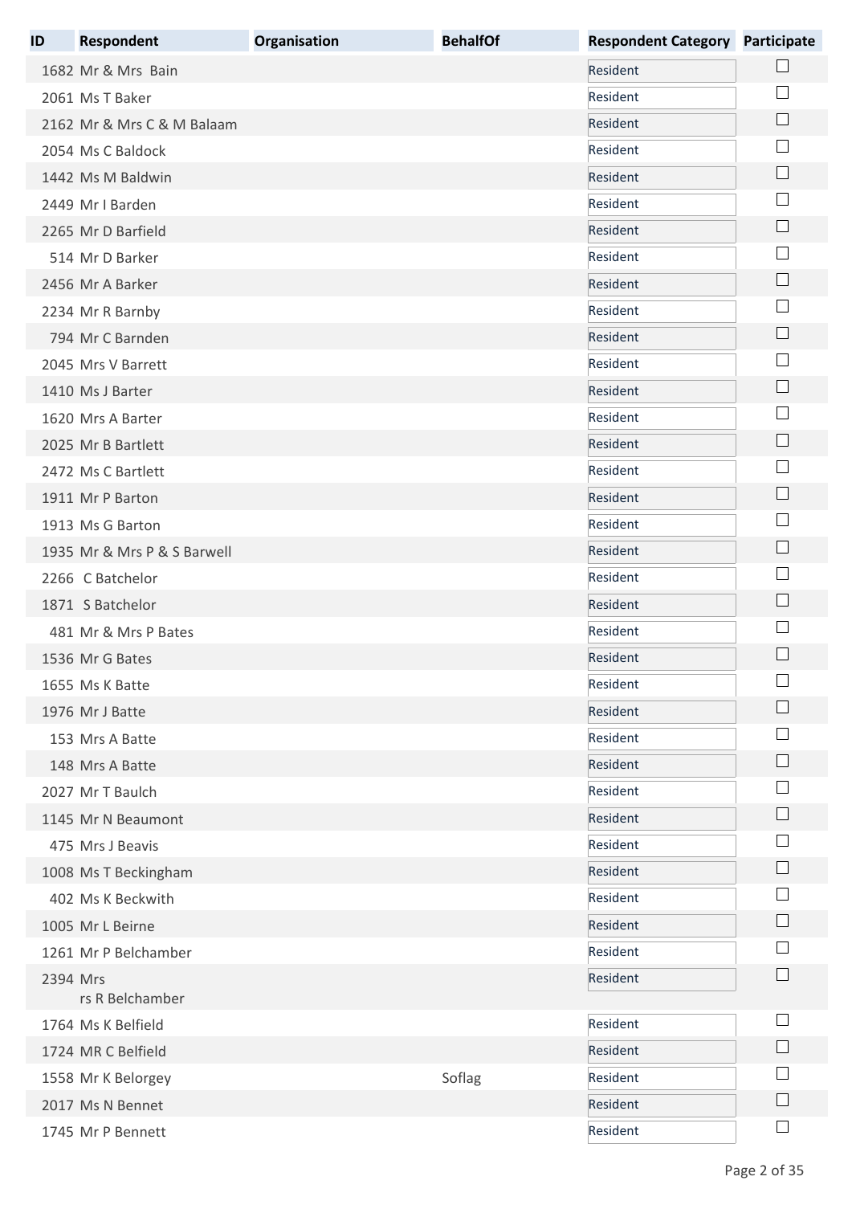| ID | Respondent | Organisation | BehalfOf | Respondent Category | Participate |
|---|---|---|---|---|---|
| 1682 | Mr & Mrs Bain | | | Resident | ☐ |
| 2061 | Ms T Baker | | | Resident | ☐ |
| 2162 | Mr & Mrs C & M Balaam | | | Resident | ☐ |
| 2054 | Ms C Baldock | | | Resident | ☐ |
| 1442 | Ms M Baldwin | | | Resident | ☐ |
| 2449 | Mr I Barden | | | Resident | ☐ |
| 2265 | Mr D Barfield | | | Resident | ☐ |
| 514 | Mr D Barker | | | Resident | ☐ |
| 2456 | Mr A Barker | | | Resident | ☐ |
| 2234 | Mr R Barnby | | | Resident | ☐ |
| 794 | Mr C Barnden | | | Resident | ☐ |
| 2045 | Mrs V Barrett | | | Resident | ☐ |
| 1410 | Ms J Barter | | | Resident | ☐ |
| 1620 | Mrs A Barter | | | Resident | ☐ |
| 2025 | Mr B Bartlett | | | Resident | ☐ |
| 2472 | Ms C Bartlett | | | Resident | ☐ |
| 1911 | Mr P Barton | | | Resident | ☐ |
| 1913 | Ms G Barton | | | Resident | ☐ |
| 1935 | Mr & Mrs P & S Barwell | | | Resident | ☐ |
| 2266 | C Batchelor | | | Resident | ☐ |
| 1871 | S Batchelor | | | Resident | ☐ |
| 481 | Mr & Mrs P Bates | | | Resident | ☐ |
| 1536 | Mr G Bates | | | Resident | ☐ |
| 1655 | Ms K Batte | | | Resident | ☐ |
| 1976 | Mr J Batte | | | Resident | ☐ |
| 153 | Mrs A Batte | | | Resident | ☐ |
| 148 | Mrs A Batte | | | Resident | ☐ |
| 2027 | Mr T Baulch | | | Resident | ☐ |
| 1145 | Mr N Beaumont | | | Resident | ☐ |
| 475 | Mrs J Beavis | | | Resident | ☐ |
| 1008 | Ms T Beckingham | | | Resident | ☐ |
| 402 | Ms K Beckwith | | | Resident | ☐ |
| 1005 | Mr L Beirne | | | Resident | ☐ |
| 1261 | Mr P Belchamber | | | Resident | ☐ |
| 2394 | Mrs rs R Belchamber | | | Resident | ☐ |
| 1764 | Ms K Belfield | | | Resident | ☐ |
| 1724 | MR C Belfield | | | Resident | ☐ |
| 1558 | Mr K Belorgey | | Soflag | Resident | ☐ |
| 2017 | Ms N Bennet | | | Resident | ☐ |
| 1745 | Mr P Bennett | | | Resident | ☐ |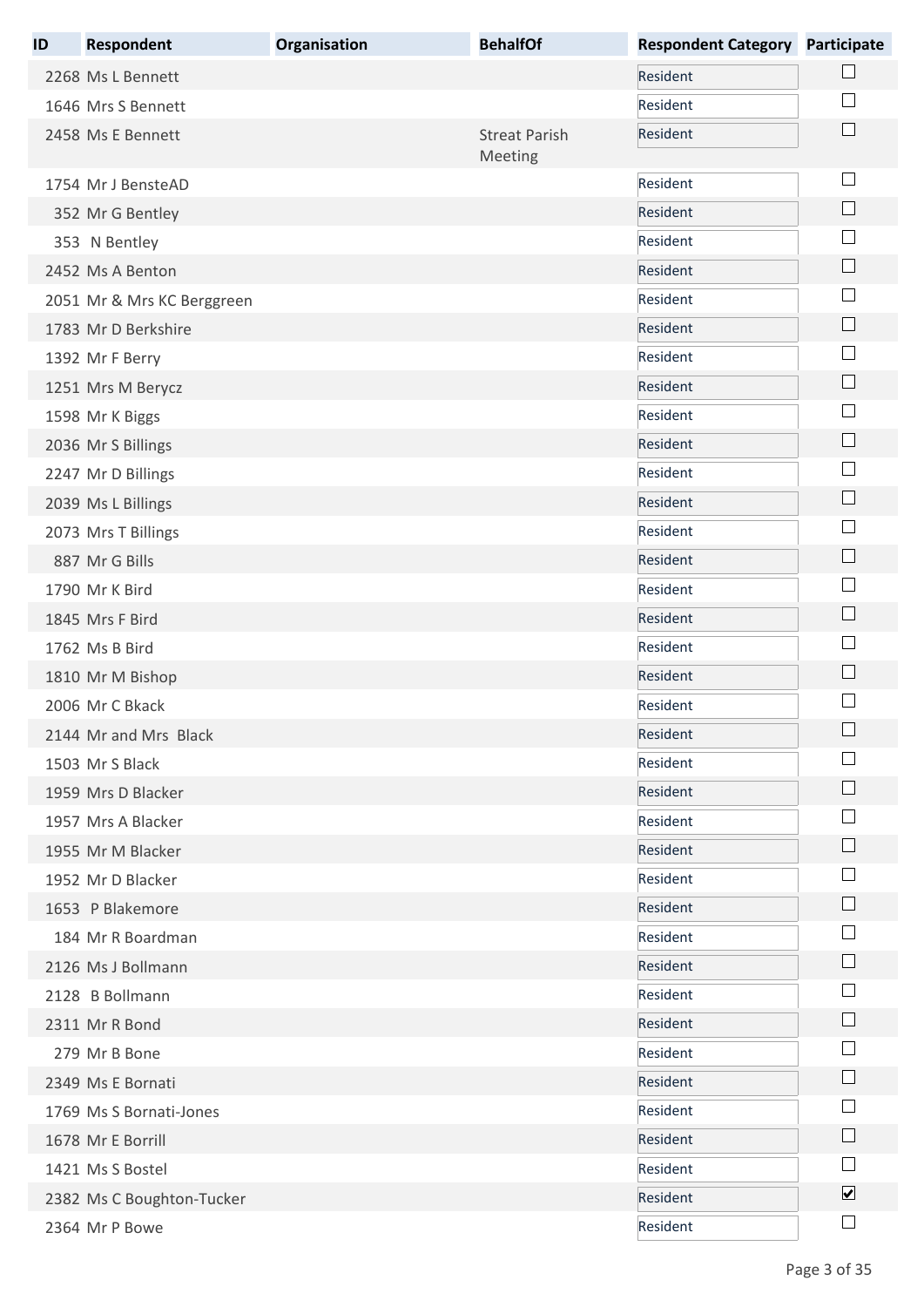| ID | Respondent | Organisation | BehalfOf | Respondent Category | Participate |
|---|---|---|---|---|---|
| 2268 | Ms L Bennett | | | Resident | ☐ |
| 1646 | Mrs S Bennett | | | Resident | ☐ |
| 2458 | Ms E Bennett | | Streat Parish Meeting | Resident | ☐ |
| 1754 | Mr J BensteAD | | | Resident | ☐ |
| 352 | Mr G Bentley | | | Resident | ☐ |
| 353 | N Bentley | | | Resident | ☐ |
| 2452 | Ms A Benton | | | Resident | ☐ |
| 2051 | Mr & Mrs KC Berggreen | | | Resident | ☐ |
| 1783 | Mr D Berkshire | | | Resident | ☐ |
| 1392 | Mr F Berry | | | Resident | ☐ |
| 1251 | Mrs M Berycz | | | Resident | ☐ |
| 1598 | Mr K Biggs | | | Resident | ☐ |
| 2036 | Mr S Billings | | | Resident | ☐ |
| 2247 | Mr D Billings | | | Resident | ☐ |
| 2039 | Ms L Billings | | | Resident | ☐ |
| 2073 | Mrs T Billings | | | Resident | ☐ |
| 887 | Mr G Bills | | | Resident | ☐ |
| 1790 | Mr K Bird | | | Resident | ☐ |
| 1845 | Mrs F Bird | | | Resident | ☐ |
| 1762 | Ms B Bird | | | Resident | ☐ |
| 1810 | Mr M Bishop | | | Resident | ☐ |
| 2006 | Mr C Bkack | | | Resident | ☐ |
| 2144 | Mr and Mrs Black | | | Resident | ☐ |
| 1503 | Mr S Black | | | Resident | ☐ |
| 1959 | Mrs D Blacker | | | Resident | ☐ |
| 1957 | Mrs A Blacker | | | Resident | ☐ |
| 1955 | Mr M Blacker | | | Resident | ☐ |
| 1952 | Mr D Blacker | | | Resident | ☐ |
| 1653 | P Blakemore | | | Resident | ☐ |
| 184 | Mr R Boardman | | | Resident | ☐ |
| 2126 | Ms J Bollmann | | | Resident | ☐ |
| 2128 | B Bollmann | | | Resident | ☐ |
| 2311 | Mr R Bond | | | Resident | ☐ |
| 279 | Mr B Bone | | | Resident | ☐ |
| 2349 | Ms E Bornati | | | Resident | ☐ |
| 1769 | Ms S Bornati-Jones | | | Resident | ☐ |
| 1678 | Mr E Borrill | | | Resident | ☐ |
| 1421 | Ms S Bostel | | | Resident | ☐ |
| 2382 | Ms C Boughton-Tucker | | | Resident | ☑ |
| 2364 | Mr P Bowe | | | Resident | ☐ |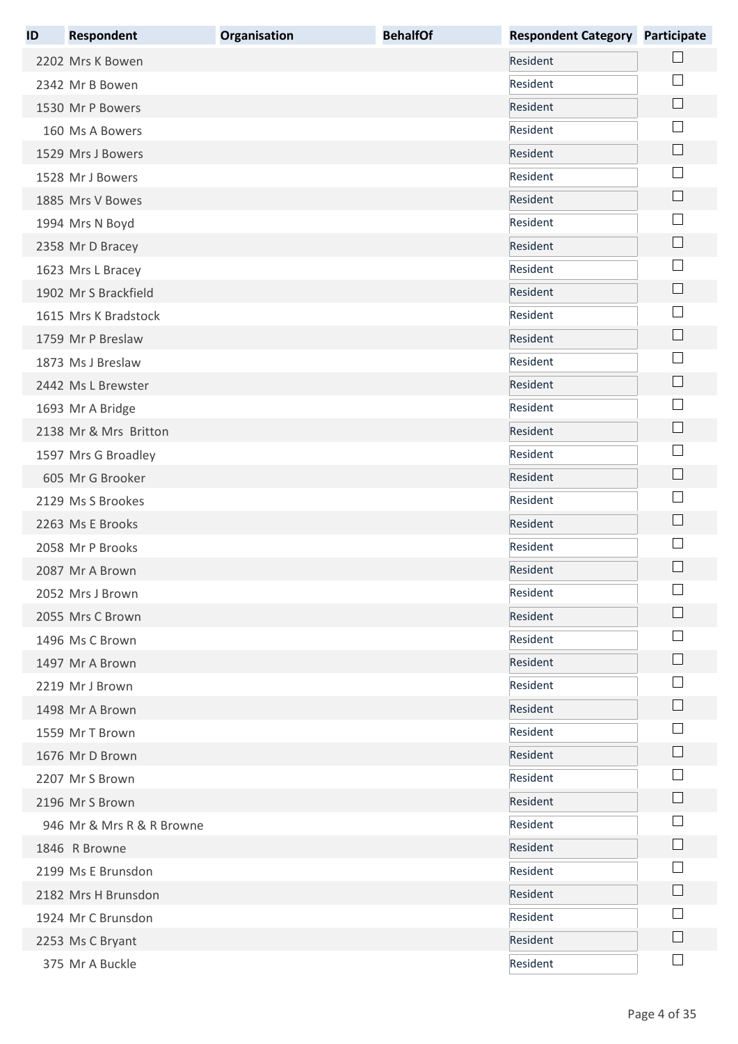| ID | Respondent | Organisation | BehalfOf | Respondent Category | Participate |
|---|---|---|---|---|---|
| 2202 | Mrs K Bowen | | | Resident | ☐ |
| 2342 | Mr B Bowen | | | Resident | ☐ |
| 1530 | Mr P Bowers | | | Resident | ☐ |
| 160 | Ms A Bowers | | | Resident | ☐ |
| 1529 | Mrs J Bowers | | | Resident | ☐ |
| 1528 | Mr J Bowers | | | Resident | ☐ |
| 1885 | Mrs V Bowes | | | Resident | ☐ |
| 1994 | Mrs N Boyd | | | Resident | ☐ |
| 2358 | Mr D Bracey | | | Resident | ☐ |
| 1623 | Mrs L Bracey | | | Resident | ☐ |
| 1902 | Mr S Brackfield | | | Resident | ☐ |
| 1615 | Mrs K Bradstock | | | Resident | ☐ |
| 1759 | Mr P Breslaw | | | Resident | ☐ |
| 1873 | Ms J Breslaw | | | Resident | ☐ |
| 2442 | Ms L Brewster | | | Resident | ☐ |
| 1693 | Mr A Bridge | | | Resident | ☐ |
| 2138 | Mr & Mrs Britton | | | Resident | ☐ |
| 1597 | Mrs G Broadley | | | Resident | ☐ |
| 605 | Mr G Brooker | | | Resident | ☐ |
| 2129 | Ms S Brookes | | | Resident | ☐ |
| 2263 | Ms E Brooks | | | Resident | ☐ |
| 2058 | Mr P Brooks | | | Resident | ☐ |
| 2087 | Mr A Brown | | | Resident | ☐ |
| 2052 | Mrs J Brown | | | Resident | ☐ |
| 2055 | Mrs C Brown | | | Resident | ☐ |
| 1496 | Ms C Brown | | | Resident | ☐ |
| 1497 | Mr A Brown | | | Resident | ☐ |
| 2219 | Mr J Brown | | | Resident | ☐ |
| 1498 | Mr A Brown | | | Resident | ☐ |
| 1559 | Mr T Brown | | | Resident | ☐ |
| 1676 | Mr D Brown | | | Resident | ☐ |
| 2207 | Mr S Brown | | | Resident | ☐ |
| 2196 | Mr S Brown | | | Resident | ☐ |
| 946 | Mr & Mrs R & R Browne | | | Resident | ☐ |
| 1846 | R Browne | | | Resident | ☐ |
| 2199 | Ms E Brunsdon | | | Resident | ☐ |
| 2182 | Mrs H Brunsdon | | | Resident | ☐ |
| 1924 | Mr C Brunsdon | | | Resident | ☐ |
| 2253 | Ms C Bryant | | | Resident | ☐ |
| 375 | Mr A Buckle | | | Resident | ☐ |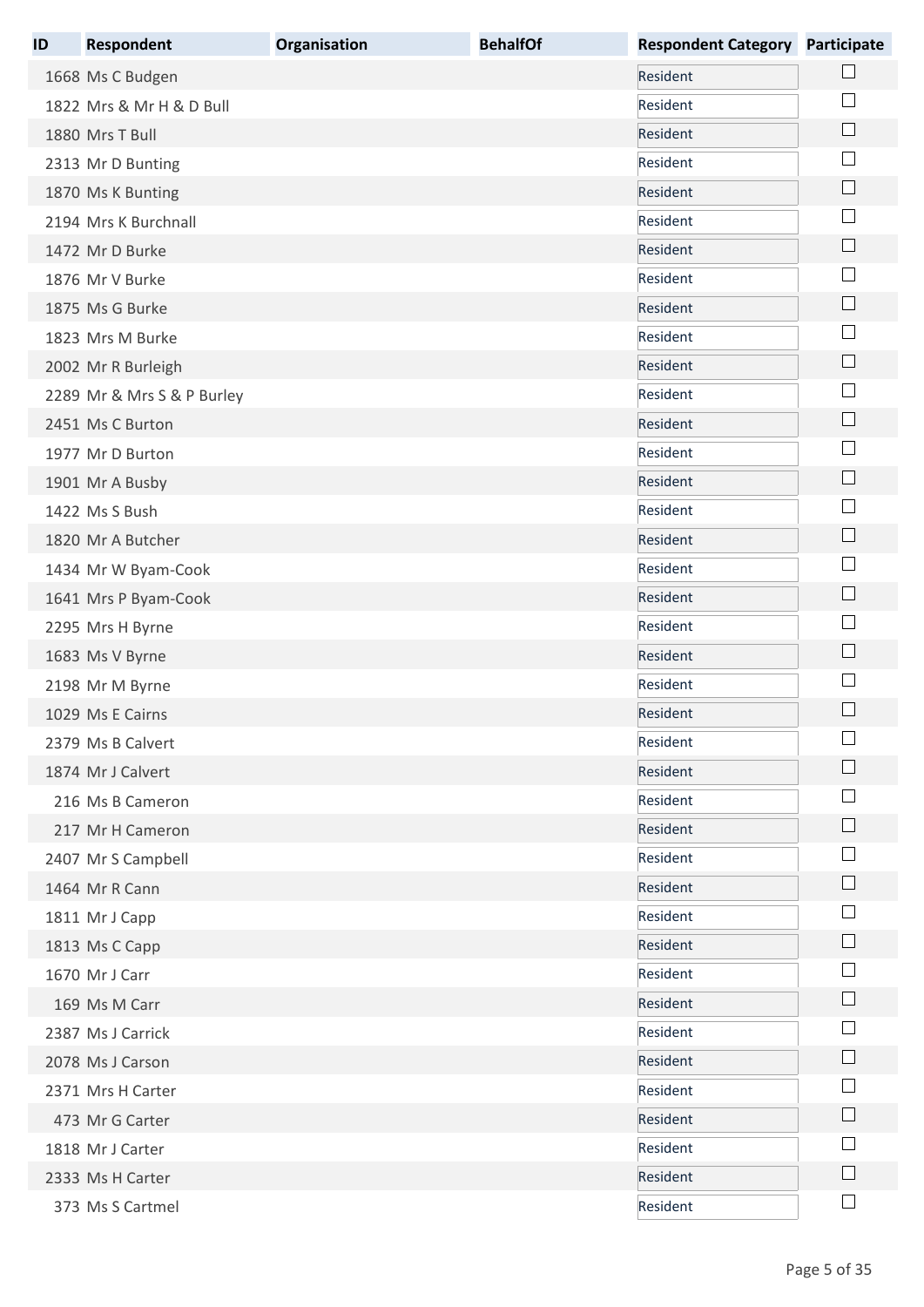| ID | Respondent | Organisation | BehalfOf | Respondent Category | Participate |
|---|---|---|---|---|---|
| 1668 | Ms C Budgen | | | Resident | ☐ |
| 1822 | Mrs & Mr H & D Bull | | | Resident | ☐ |
| 1880 | Mrs T Bull | | | Resident | ☐ |
| 2313 | Mr D Bunting | | | Resident | ☐ |
| 1870 | Ms K Bunting | | | Resident | ☐ |
| 2194 | Mrs K Burchnall | | | Resident | ☐ |
| 1472 | Mr D Burke | | | Resident | ☐ |
| 1876 | Mr V Burke | | | Resident | ☐ |
| 1875 | Ms G Burke | | | Resident | ☐ |
| 1823 | Mrs M Burke | | | Resident | ☐ |
| 2002 | Mr R Burleigh | | | Resident | ☐ |
| 2289 | Mr & Mrs S & P Burley | | | Resident | ☐ |
| 2451 | Ms C Burton | | | Resident | ☐ |
| 1977 | Mr D Burton | | | Resident | ☐ |
| 1901 | Mr A Busby | | | Resident | ☐ |
| 1422 | Ms S Bush | | | Resident | ☐ |
| 1820 | Mr A Butcher | | | Resident | ☐ |
| 1434 | Mr W Byam-Cook | | | Resident | ☐ |
| 1641 | Mrs P Byam-Cook | | | Resident | ☐ |
| 2295 | Mrs H Byrne | | | Resident | ☐ |
| 1683 | Ms V Byrne | | | Resident | ☐ |
| 2198 | Mr M Byrne | | | Resident | ☐ |
| 1029 | Ms E Cairns | | | Resident | ☐ |
| 2379 | Ms B Calvert | | | Resident | ☐ |
| 1874 | Mr J Calvert | | | Resident | ☐ |
| 216 | Ms B Cameron | | | Resident | ☐ |
| 217 | Mr H Cameron | | | Resident | ☐ |
| 2407 | Mr S Campbell | | | Resident | ☐ |
| 1464 | Mr R Cann | | | Resident | ☐ |
| 1811 | Mr J Capp | | | Resident | ☐ |
| 1813 | Ms C Capp | | | Resident | ☐ |
| 1670 | Mr J Carr | | | Resident | ☐ |
| 169 | Ms M Carr | | | Resident | ☐ |
| 2387 | Ms J Carrick | | | Resident | ☐ |
| 2078 | Ms J Carson | | | Resident | ☐ |
| 2371 | Mrs H Carter | | | Resident | ☐ |
| 473 | Mr G Carter | | | Resident | ☐ |
| 1818 | Mr J Carter | | | Resident | ☐ |
| 2333 | Ms H Carter | | | Resident | ☐ |
| 373 | Ms S Cartmel | | | Resident | ☐ |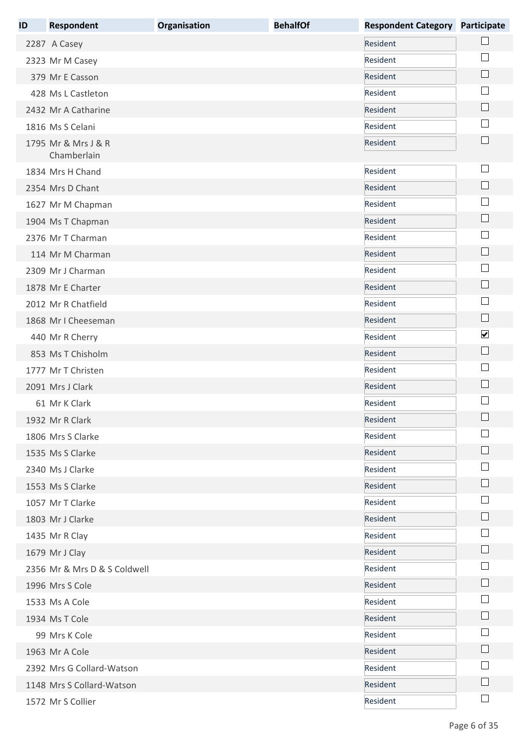| ID | Respondent | Organisation | BehalfOf | Respondent Category | Participate |
|---|---|---|---|---|---|
| 2287 | A Casey | | | Resident | ☐ |
| 2323 | Mr M Casey | | | Resident | ☐ |
| 379 | Mr E Casson | | | Resident | ☐ |
| 428 | Ms L Castleton | | | Resident | ☐ |
| 2432 | Mr A Catharine | | | Resident | ☐ |
| 1816 | Ms S Celani | | | Resident | ☐ |
| 1795 | Mr & Mrs J & R Chamberlain | | | Resident | ☐ |
| 1834 | Mrs H Chand | | | Resident | ☐ |
| 2354 | Mrs D Chant | | | Resident | ☐ |
| 1627 | Mr M Chapman | | | Resident | ☐ |
| 1904 | Ms T Chapman | | | Resident | ☐ |
| 2376 | Mr T Charman | | | Resident | ☐ |
| 114 | Mr M Charman | | | Resident | ☐ |
| 2309 | Mr J Charman | | | Resident | ☐ |
| 1878 | Mr E Charter | | | Resident | ☐ |
| 2012 | Mr R Chatfield | | | Resident | ☐ |
| 1868 | Mr I Cheeseman | | | Resident | ☐ |
| 440 | Mr R Cherry | | | Resident | ☑ |
| 853 | Ms T Chisholm | | | Resident | ☐ |
| 1777 | Mr T Christen | | | Resident | ☐ |
| 2091 | Mrs J Clark | | | Resident | ☐ |
| 61 | Mr K Clark | | | Resident | ☐ |
| 1932 | Mr R Clark | | | Resident | ☐ |
| 1806 | Mrs S Clarke | | | Resident | ☐ |
| 1535 | Ms S Clarke | | | Resident | ☐ |
| 2340 | Ms J Clarke | | | Resident | ☐ |
| 1553 | Ms S Clarke | | | Resident | ☐ |
| 1057 | Mr T Clarke | | | Resident | ☐ |
| 1803 | Mr J Clarke | | | Resident | ☐ |
| 1435 | Mr R Clay | | | Resident | ☐ |
| 1679 | Mr J Clay | | | Resident | ☐ |
| 2356 | Mr & Mrs D & S Coldwell | | | Resident | ☐ |
| 1996 | Mrs S Cole | | | Resident | ☐ |
| 1533 | Ms A Cole | | | Resident | ☐ |
| 1934 | Ms T Cole | | | Resident | ☐ |
| 99 | Mrs K Cole | | | Resident | ☐ |
| 1963 | Mr A Cole | | | Resident | ☐ |
| 2392 | Mrs G Collard-Watson | | | Resident | ☐ |
| 1148 | Mrs S Collard-Watson | | | Resident | ☐ |
| 1572 | Mr S Collier | | | Resident | ☐ |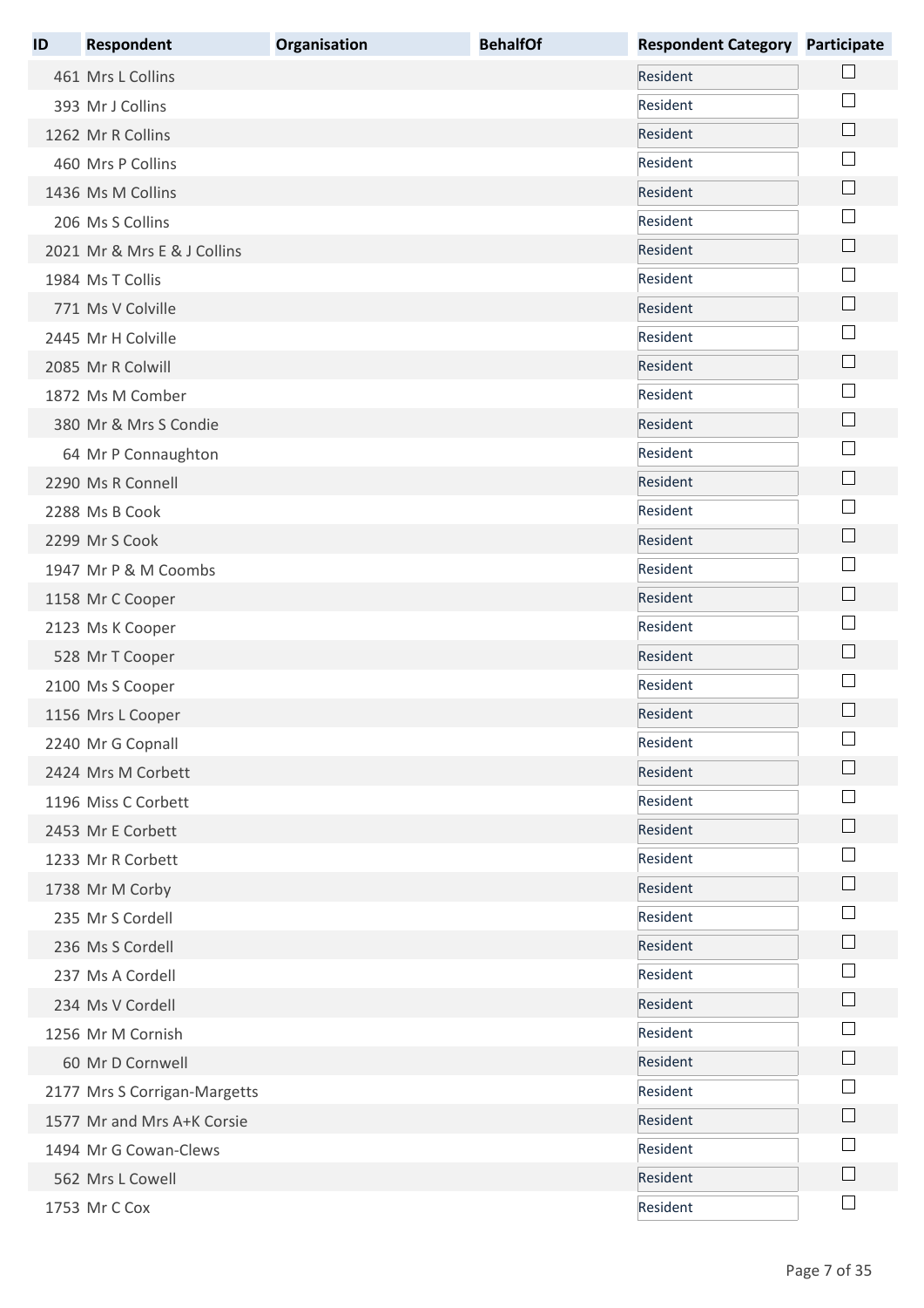| ID | Respondent | Organisation | BehalfOf | Respondent Category | Participate |
|---|---|---|---|---|---|
| 461 | Mrs L Collins | | | Resident | ☐ |
| 393 | Mr J Collins | | | Resident | ☐ |
| 1262 | Mr R Collins | | | Resident | ☐ |
| 460 | Mrs P Collins | | | Resident | ☐ |
| 1436 | Ms M Collins | | | Resident | ☐ |
| 206 | Ms S Collins | | | Resident | ☐ |
| 2021 | Mr & Mrs E & J Collins | | | Resident | ☐ |
| 1984 | Ms T Collis | | | Resident | ☐ |
| 771 | Ms V Colville | | | Resident | ☐ |
| 2445 | Mr H Colville | | | Resident | ☐ |
| 2085 | Mr R Colwill | | | Resident | ☐ |
| 1872 | Ms M Comber | | | Resident | ☐ |
| 380 | Mr & Mrs S Condie | | | Resident | ☐ |
| 64 | Mr P Connaughton | | | Resident | ☐ |
| 2290 | Ms R Connell | | | Resident | ☐ |
| 2288 | Ms B Cook | | | Resident | ☐ |
| 2299 | Mr S Cook | | | Resident | ☐ |
| 1947 | Mr P & M Coombs | | | Resident | ☐ |
| 1158 | Mr C Cooper | | | Resident | ☐ |
| 2123 | Ms K Cooper | | | Resident | ☐ |
| 528 | Mr T Cooper | | | Resident | ☐ |
| 2100 | Ms S Cooper | | | Resident | ☐ |
| 1156 | Mrs L Cooper | | | Resident | ☐ |
| 2240 | Mr G Copnall | | | Resident | ☐ |
| 2424 | Mrs M Corbett | | | Resident | ☐ |
| 1196 | Miss C Corbett | | | Resident | ☐ |
| 2453 | Mr E Corbett | | | Resident | ☐ |
| 1233 | Mr R Corbett | | | Resident | ☐ |
| 1738 | Mr M Corby | | | Resident | ☐ |
| 235 | Mr S Cordell | | | Resident | ☐ |
| 236 | Ms S Cordell | | | Resident | ☐ |
| 237 | Ms A Cordell | | | Resident | ☐ |
| 234 | Ms V Cordell | | | Resident | ☐ |
| 1256 | Mr M Cornish | | | Resident | ☐ |
| 60 | Mr D Cornwell | | | Resident | ☐ |
| 2177 | Mrs S Corrigan-Margetts | | | Resident | ☐ |
| 1577 | Mr and Mrs A+K Corsie | | | Resident | ☐ |
| 1494 | Mr G Cowan-Clews | | | Resident | ☐ |
| 562 | Mrs L Cowell | | | Resident | ☐ |
| 1753 | Mr C Cox | | | Resident | ☐ |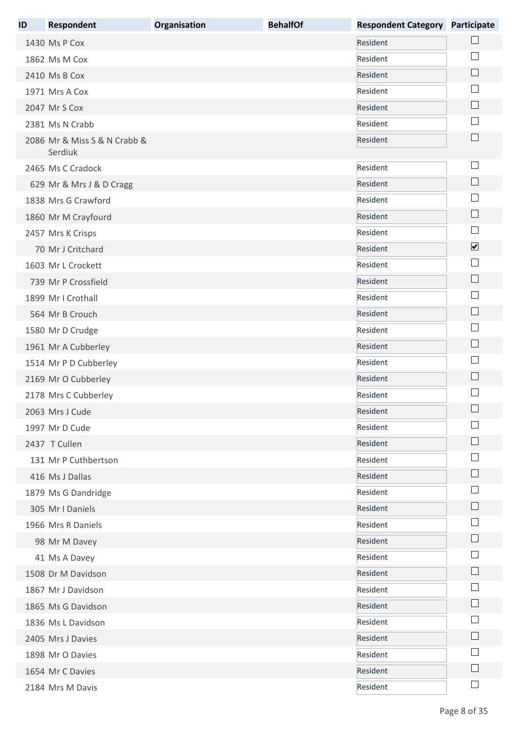| ID | Respondent | Organisation | BehalfOf | Respondent Category | Participate |
|---|---|---|---|---|---|
| 1430 | Ms P Cox | | | Resident | ☐ |
| 1862 | Ms M Cox | | | Resident | ☐ |
| 2410 | Ms B Cox | | | Resident | ☐ |
| 1971 | Mrs A Cox | | | Resident | ☐ |
| 2047 | Mr S Cox | | | Resident | ☐ |
| 2381 | Ms N Crabb | | | Resident | ☐ |
| 2086 | Mr & Miss S & N Crabb & Serdiuk | | | Resident | ☐ |
| 2465 | Ms C Cradock | | | Resident | ☐ |
| 629 | Mr & Mrs J & D Cragg | | | Resident | ☐ |
| 1838 | Mrs G Crawford | | | Resident | ☐ |
| 1860 | Mr M Crayfourd | | | Resident | ☐ |
| 2457 | Mrs K Crisps | | | Resident | ☐ |
| 70 | Mr J Critchard | | | Resident | ☑ |
| 1603 | Mr L Crockett | | | Resident | ☐ |
| 739 | Mr P Crossfield | | | Resident | ☐ |
| 1899 | Mr I Crothall | | | Resident | ☐ |
| 564 | Mr B Crouch | | | Resident | ☐ |
| 1580 | Mr D Crudge | | | Resident | ☐ |
| 1961 | Mr A Cubberley | | | Resident | ☐ |
| 1514 | Mr P D Cubberley | | | Resident | ☐ |
| 2169 | Mr O Cubberley | | | Resident | ☐ |
| 2178 | Mrs C Cubberley | | | Resident | ☐ |
| 2063 | Mrs J Cude | | | Resident | ☐ |
| 1997 | Mr D Cude | | | Resident | ☐ |
| 2437 | T Cullen | | | Resident | ☐ |
| 131 | Mr P Cuthbertson | | | Resident | ☐ |
| 416 | Ms J Dallas | | | Resident | ☐ |
| 1879 | Ms G Dandridge | | | Resident | ☐ |
| 305 | Mr I Daniels | | | Resident | ☐ |
| 1966 | Mrs R Daniels | | | Resident | ☐ |
| 98 | Mr M Davey | | | Resident | ☐ |
| 41 | Ms A Davey | | | Resident | ☐ |
| 1508 | Dr M Davidson | | | Resident | ☐ |
| 1867 | Mr J Davidson | | | Resident | ☐ |
| 1865 | Ms G Davidson | | | Resident | ☐ |
| 1836 | Ms L Davidson | | | Resident | ☐ |
| 2405 | Mrs J Davies | | | Resident | ☐ |
| 1898 | Mr O Davies | | | Resident | ☐ |
| 1654 | Mr C Davies | | | Resident | ☐ |
| 2184 | Mrs M Davis | | | Resident | ☐ |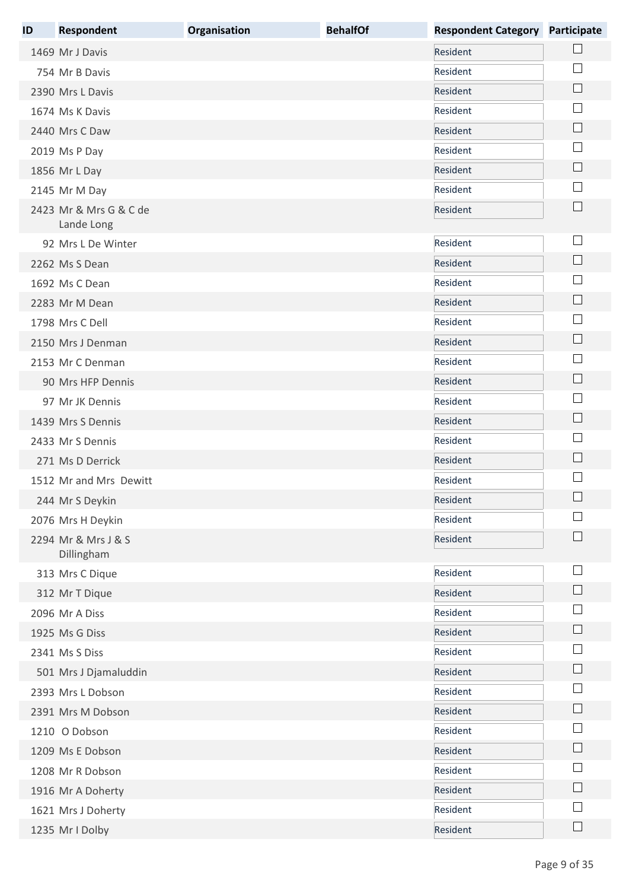| ID | Respondent | Organisation | BehalfOf | Respondent Category | Participate |
|---|---|---|---|---|---|
| 1469 | Mr J Davis | | | Resident | ☐ |
| 754 | Mr B Davis | | | Resident | ☐ |
| 2390 | Mrs L Davis | | | Resident | ☐ |
| 1674 | Ms K Davis | | | Resident | ☐ |
| 2440 | Mrs C Daw | | | Resident | ☐ |
| 2019 | Ms P Day | | | Resident | ☐ |
| 1856 | Mr L Day | | | Resident | ☐ |
| 2145 | Mr M Day | | | Resident | ☐ |
| 2423 | Mr & Mrs G & C de Lande Long | | | Resident | ☐ |
| 92 | Mrs L De Winter | | | Resident | ☐ |
| 2262 | Ms S Dean | | | Resident | ☐ |
| 1692 | Ms C Dean | | | Resident | ☐ |
| 2283 | Mr M Dean | | | Resident | ☐ |
| 1798 | Mrs C Dell | | | Resident | ☐ |
| 2150 | Mrs J Denman | | | Resident | ☐ |
| 2153 | Mr C Denman | | | Resident | ☐ |
| 90 | Mrs HFP Dennis | | | Resident | ☐ |
| 97 | Mr JK Dennis | | | Resident | ☐ |
| 1439 | Mrs S Dennis | | | Resident | ☐ |
| 2433 | Mr S Dennis | | | Resident | ☐ |
| 271 | Ms D Derrick | | | Resident | ☐ |
| 1512 | Mr and Mrs Dewitt | | | Resident | ☐ |
| 244 | Mr S Deykin | | | Resident | ☐ |
| 2076 | Mrs H Deykin | | | Resident | ☐ |
| 2294 | Mr & Mrs J & S Dillingham | | | Resident | ☐ |
| 313 | Mrs C Dique | | | Resident | ☐ |
| 312 | Mr T Dique | | | Resident | ☐ |
| 2096 | Mr A Diss | | | Resident | ☐ |
| 1925 | Ms G Diss | | | Resident | ☐ |
| 2341 | Ms S Diss | | | Resident | ☐ |
| 501 | Mrs J Djamaluddin | | | Resident | ☐ |
| 2393 | Mrs L Dobson | | | Resident | ☐ |
| 2391 | Mrs M Dobson | | | Resident | ☐ |
| 1210 | O Dobson | | | Resident | ☐ |
| 1209 | Ms E Dobson | | | Resident | ☐ |
| 1208 | Mr R Dobson | | | Resident | ☐ |
| 1916 | Mr A Doherty | | | Resident | ☐ |
| 1621 | Mrs J Doherty | | | Resident | ☐ |
| 1235 | Mr I Dolby | | | Resident | ☐ |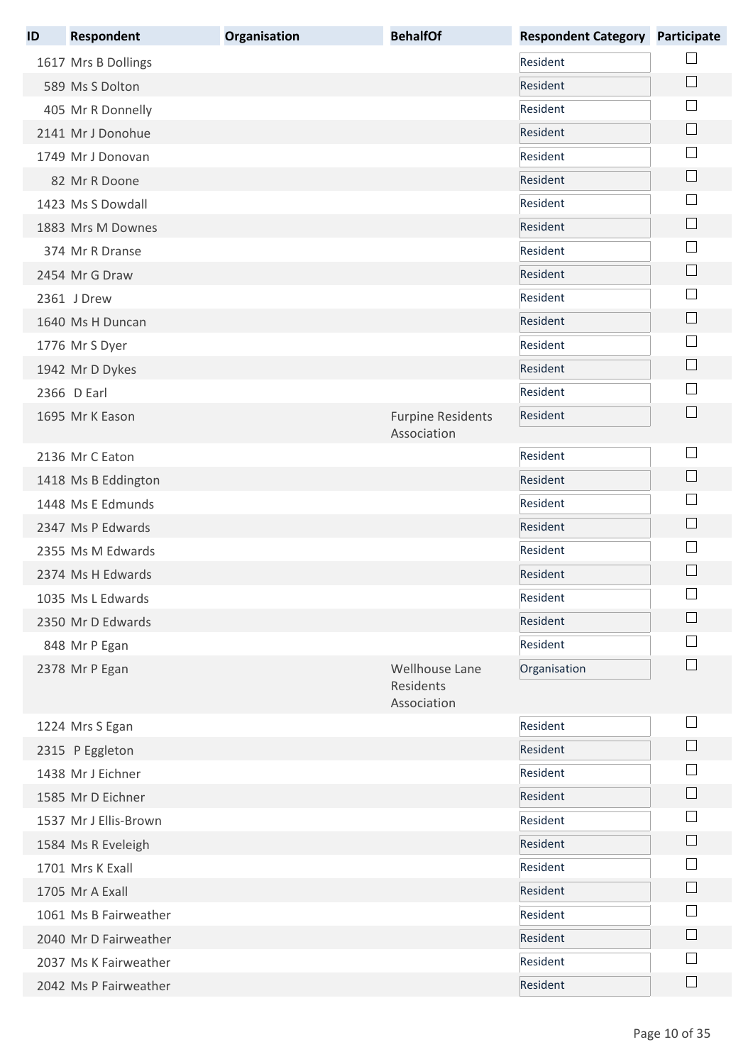| ID | Respondent | Organisation | BehalfOf | Respondent Category | Participate |
|---|---|---|---|---|---|
| 1617 | Mrs B Dollings | | | Resident | ☐ |
| 589 | Ms S Dolton | | | Resident | ☐ |
| 405 | Mr R Donnelly | | | Resident | ☐ |
| 2141 | Mr J Donohue | | | Resident | ☐ |
| 1749 | Mr J Donovan | | | Resident | ☐ |
| 82 | Mr R Doone | | | Resident | ☐ |
| 1423 | Ms S Dowdall | | | Resident | ☐ |
| 1883 | Mrs M Downes | | | Resident | ☐ |
| 374 | Mr R Dranse | | | Resident | ☐ |
| 2454 | Mr G Draw | | | Resident | ☐ |
| 2361 | J Drew | | | Resident | ☐ |
| 1640 | Ms H Duncan | | | Resident | ☐ |
| 1776 | Mr S Dyer | | | Resident | ☐ |
| 1942 | Mr D Dykes | | | Resident | ☐ |
| 2366 | D Earl | | | Resident | ☐ |
| 1695 | Mr K Eason | | Furpine Residents Association | Resident | ☐ |
| 2136 | Mr C Eaton | | | Resident | ☐ |
| 1418 | Ms B Eddington | | | Resident | ☐ |
| 1448 | Ms E Edmunds | | | Resident | ☐ |
| 2347 | Ms P Edwards | | | Resident | ☐ |
| 2355 | Ms M Edwards | | | Resident | ☐ |
| 2374 | Ms H Edwards | | | Resident | ☐ |
| 1035 | Ms L Edwards | | | Resident | ☐ |
| 2350 | Mr D Edwards | | | Resident | ☐ |
| 848 | Mr P Egan | | | Resident | ☐ |
| 2378 | Mr P Egan | | Wellhouse Lane Residents Association | Organisation | ☐ |
| 1224 | Mrs S Egan | | | Resident | ☐ |
| 2315 | P Eggleton | | | Resident | ☐ |
| 1438 | Mr J Eichner | | | Resident | ☐ |
| 1585 | Mr D Eichner | | | Resident | ☐ |
| 1537 | Mr J Ellis-Brown | | | Resident | ☐ |
| 1584 | Ms R Eveleigh | | | Resident | ☐ |
| 1701 | Mrs K Exall | | | Resident | ☐ |
| 1705 | Mr A Exall | | | Resident | ☐ |
| 1061 | Ms B Fairweather | | | Resident | ☐ |
| 2040 | Mr D Fairweather | | | Resident | ☐ |
| 2037 | Ms K Fairweather | | | Resident | ☐ |
| 2042 | Ms P Fairweather | | | Resident | ☐ |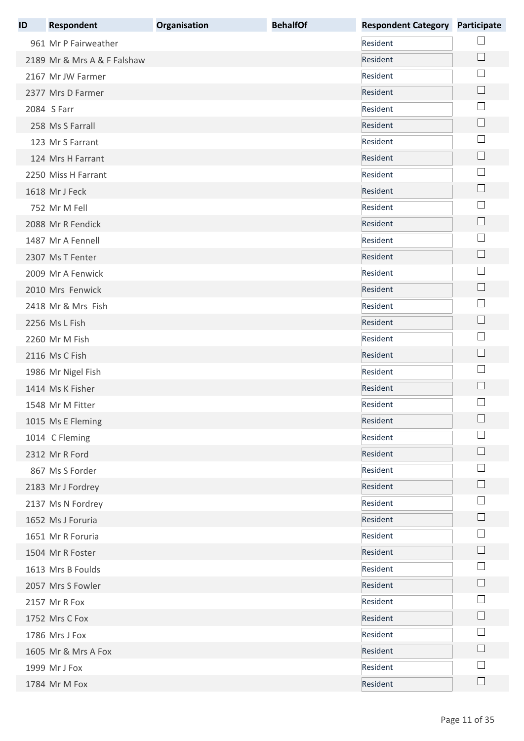| ID | Respondent | Organisation | BehalfOf | Respondent Category | Participate |
|---|---|---|---|---|---|
| 961 | Mr P Fairweather | | | Resident | ☐ |
| 2189 | Mr & Mrs A & F Falshaw | | | Resident | ☐ |
| 2167 | Mr JW Farmer | | | Resident | ☐ |
| 2377 | Mrs D Farmer | | | Resident | ☐ |
| 2084 | S Farr | | | Resident | ☐ |
| 258 | Ms S Farrall | | | Resident | ☐ |
| 123 | Mr S Farrant | | | Resident | ☐ |
| 124 | Mrs H Farrant | | | Resident | ☐ |
| 2250 | Miss H Farrant | | | Resident | ☐ |
| 1618 | Mr J Feck | | | Resident | ☐ |
| 752 | Mr M Fell | | | Resident | ☐ |
| 2088 | Mr R Fendick | | | Resident | ☐ |
| 1487 | Mr A Fennell | | | Resident | ☐ |
| 2307 | Ms T Fenter | | | Resident | ☐ |
| 2009 | Mr A Fenwick | | | Resident | ☐ |
| 2010 | Mrs Fenwick | | | Resident | ☐ |
| 2418 | Mr & Mrs Fish | | | Resident | ☐ |
| 2256 | Ms L Fish | | | Resident | ☐ |
| 2260 | Mr M Fish | | | Resident | ☐ |
| 2116 | Ms C Fish | | | Resident | ☐ |
| 1986 | Mr Nigel Fish | | | Resident | ☐ |
| 1414 | Ms K Fisher | | | Resident | ☐ |
| 1548 | Mr M Fitter | | | Resident | ☐ |
| 1015 | Ms E Fleming | | | Resident | ☐ |
| 1014 | C Fleming | | | Resident | ☐ |
| 2312 | Mr R Ford | | | Resident | ☐ |
| 867 | Ms S Forder | | | Resident | ☐ |
| 2183 | Mr J Fordrey | | | Resident | ☐ |
| 2137 | Ms N Fordrey | | | Resident | ☐ |
| 1652 | Ms J Foruria | | | Resident | ☐ |
| 1651 | Mr R Foruria | | | Resident | ☐ |
| 1504 | Mr R Foster | | | Resident | ☐ |
| 1613 | Mrs B Foulds | | | Resident | ☐ |
| 2057 | Mrs S Fowler | | | Resident | ☐ |
| 2157 | Mr R Fox | | | Resident | ☐ |
| 1752 | Mrs C Fox | | | Resident | ☐ |
| 1786 | Mrs J Fox | | | Resident | ☐ |
| 1605 | Mr & Mrs A Fox | | | Resident | ☐ |
| 1999 | Mr J Fox | | | Resident | ☐ |
| 1784 | Mr M Fox | | | Resident | ☐ |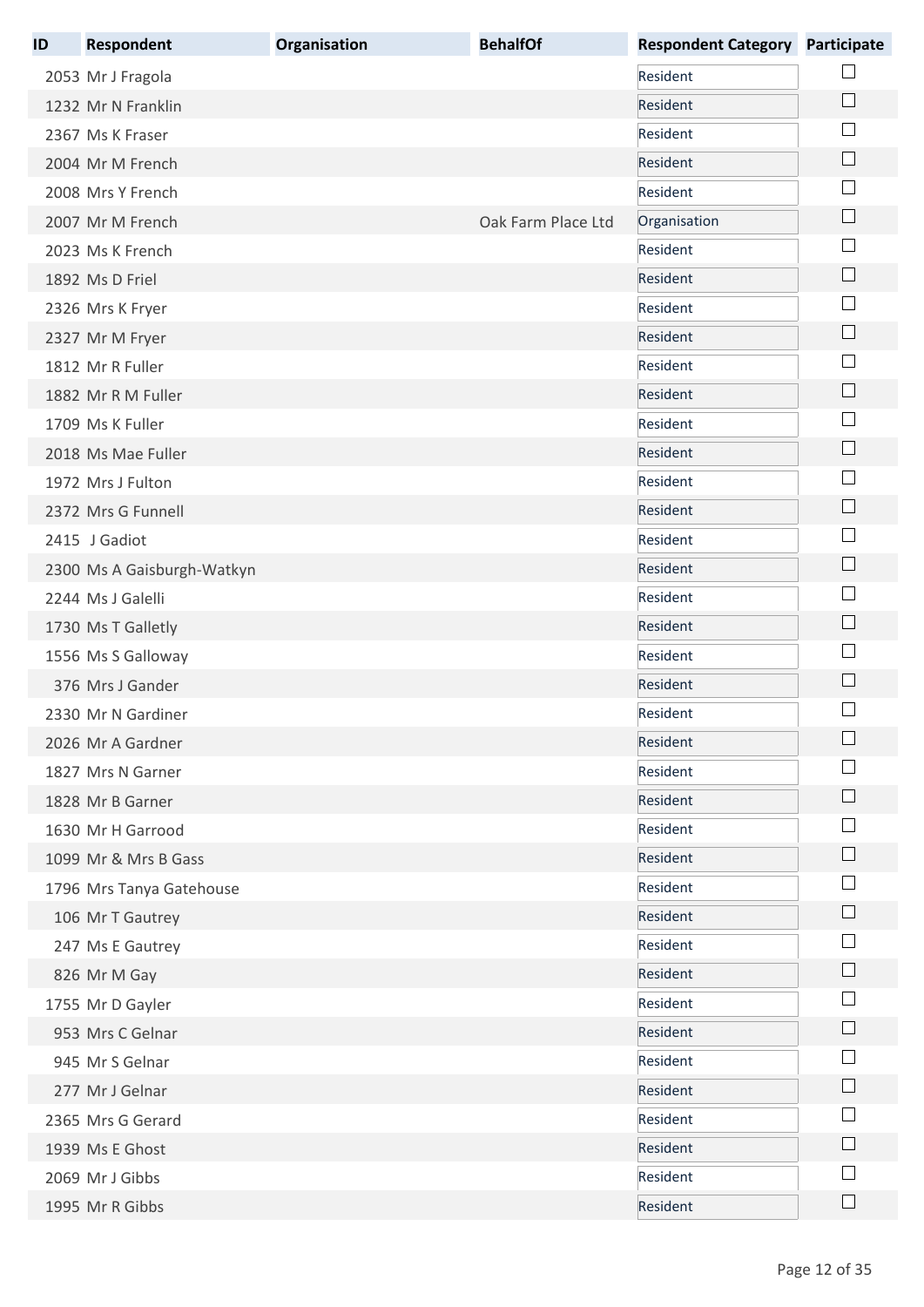| ID | Respondent | Organisation | BehalfOf | Respondent Category | Participate |
|---|---|---|---|---|---|
| 2053 | Mr J Fragola | | | Resident | ☐ |
| 1232 | Mr N Franklin | | | Resident | ☐ |
| 2367 | Ms K Fraser | | | Resident | ☐ |
| 2004 | Mr M French | | | Resident | ☐ |
| 2008 | Mrs Y French | | | Resident | ☐ |
| 2007 | Mr M French | | Oak Farm Place Ltd | Organisation | ☐ |
| 2023 | Ms K French | | | Resident | ☐ |
| 1892 | Ms D Friel | | | Resident | ☐ |
| 2326 | Mrs K Fryer | | | Resident | ☐ |
| 2327 | Mr M Fryer | | | Resident | ☐ |
| 1812 | Mr R Fuller | | | Resident | ☐ |
| 1882 | Mr R M Fuller | | | Resident | ☐ |
| 1709 | Ms K Fuller | | | Resident | ☐ |
| 2018 | Ms Mae Fuller | | | Resident | ☐ |
| 1972 | Mrs J Fulton | | | Resident | ☐ |
| 2372 | Mrs G Funnell | | | Resident | ☐ |
| 2415 | J Gadiot | | | Resident | ☐ |
| 2300 | Ms A Gaisburgh-Watkyn | | | Resident | ☐ |
| 2244 | Ms J Galelli | | | Resident | ☐ |
| 1730 | Ms T Galletly | | | Resident | ☐ |
| 1556 | Ms S Galloway | | | Resident | ☐ |
| 376 | Mrs J Gander | | | Resident | ☐ |
| 2330 | Mr N Gardiner | | | Resident | ☐ |
| 2026 | Mr A Gardner | | | Resident | ☐ |
| 1827 | Mrs N Garner | | | Resident | ☐ |
| 1828 | Mr B Garner | | | Resident | ☐ |
| 1630 | Mr H Garrood | | | Resident | ☐ |
| 1099 | Mr & Mrs B Gass | | | Resident | ☐ |
| 1796 | Mrs Tanya Gatehouse | | | Resident | ☐ |
| 106 | Mr T Gautrey | | | Resident | ☐ |
| 247 | Ms E Gautrey | | | Resident | ☐ |
| 826 | Mr M Gay | | | Resident | ☐ |
| 1755 | Mr D Gayler | | | Resident | ☐ |
| 953 | Mrs C Gelnar | | | Resident | ☐ |
| 945 | Mr S Gelnar | | | Resident | ☐ |
| 277 | Mr J Gelnar | | | Resident | ☐ |
| 2365 | Mrs G Gerard | | | Resident | ☐ |
| 1939 | Ms E Ghost | | | Resident | ☐ |
| 2069 | Mr J Gibbs | | | Resident | ☐ |
| 1995 | Mr R Gibbs | | | Resident | ☐ |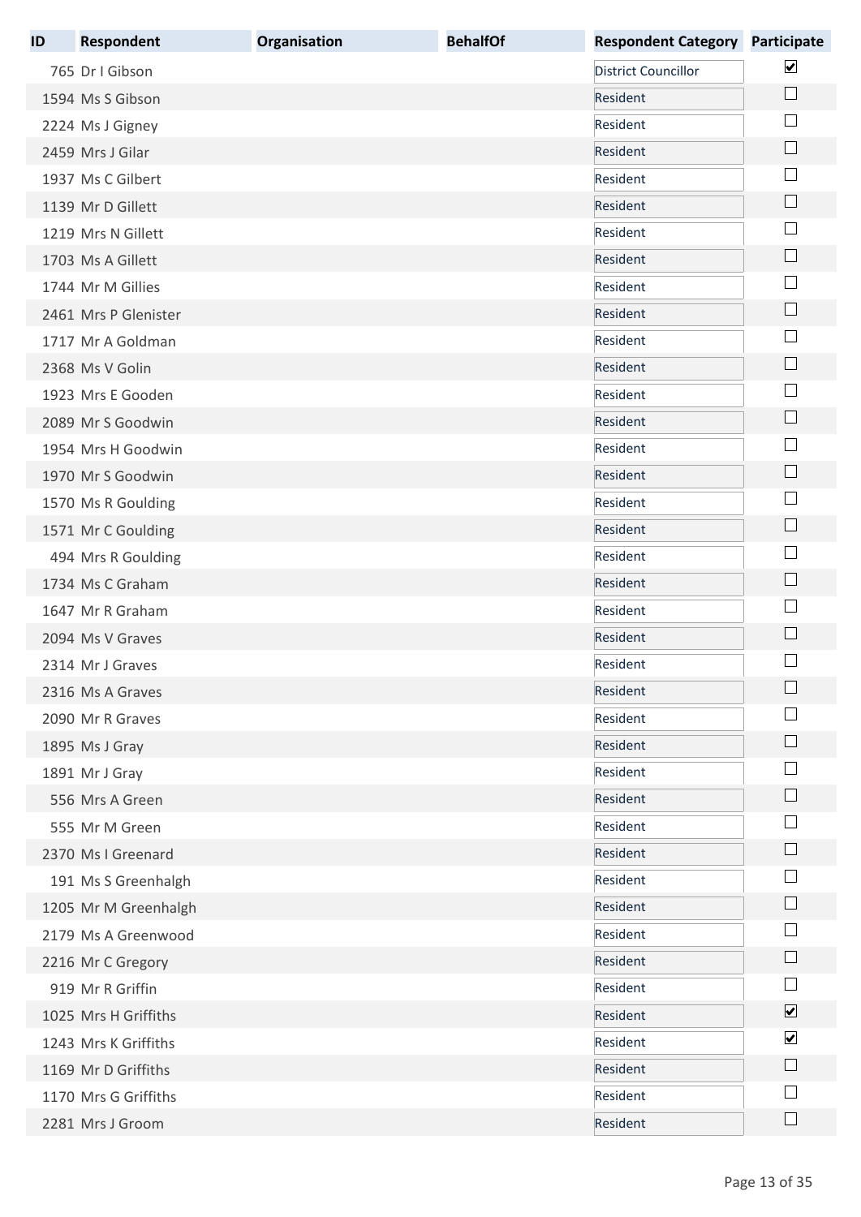| ID | Respondent | Organisation | BehalfOf | Respondent Category | Participate |
|---|---|---|---|---|---|
| 765 | Dr I Gibson | | | District Councillor | ☑ |
| 1594 | Ms S Gibson | | | Resident | ☐ |
| 2224 | Ms J Gigney | | | Resident | ☐ |
| 2459 | Mrs J Gilar | | | Resident | ☐ |
| 1937 | Ms C Gilbert | | | Resident | ☐ |
| 1139 | Mr D Gillett | | | Resident | ☐ |
| 1219 | Mrs N Gillett | | | Resident | ☐ |
| 1703 | Ms A Gillett | | | Resident | ☐ |
| 1744 | Mr M Gillies | | | Resident | ☐ |
| 2461 | Mrs P Glenister | | | Resident | ☐ |
| 1717 | Mr A Goldman | | | Resident | ☐ |
| 2368 | Ms V Golin | | | Resident | ☐ |
| 1923 | Mrs E Gooden | | | Resident | ☐ |
| 2089 | Mr S Goodwin | | | Resident | ☐ |
| 1954 | Mrs H Goodwin | | | Resident | ☐ |
| 1970 | Mr S Goodwin | | | Resident | ☐ |
| 1570 | Ms R Goulding | | | Resident | ☐ |
| 1571 | Mr C Goulding | | | Resident | ☐ |
| 494 | Mrs R Goulding | | | Resident | ☐ |
| 1734 | Ms C Graham | | | Resident | ☐ |
| 1647 | Mr R Graham | | | Resident | ☐ |
| 2094 | Ms V Graves | | | Resident | ☐ |
| 2314 | Mr J Graves | | | Resident | ☐ |
| 2316 | Ms A Graves | | | Resident | ☐ |
| 2090 | Mr R Graves | | | Resident | ☐ |
| 1895 | Ms J Gray | | | Resident | ☐ |
| 1891 | Mr J Gray | | | Resident | ☐ |
| 556 | Mrs A Green | | | Resident | ☐ |
| 555 | Mr M Green | | | Resident | ☐ |
| 2370 | Ms I Greenard | | | Resident | ☐ |
| 191 | Ms S Greenhalgh | | | Resident | ☐ |
| 1205 | Mr M Greenhalgh | | | Resident | ☐ |
| 2179 | Ms A Greenwood | | | Resident | ☐ |
| 2216 | Mr C Gregory | | | Resident | ☐ |
| 919 | Mr R Griffin | | | Resident | ☐ |
| 1025 | Mrs H Griffiths | | | Resident | ☑ |
| 1243 | Mrs K Griffiths | | | Resident | ☑ |
| 1169 | Mr D Griffiths | | | Resident | ☐ |
| 1170 | Mrs G Griffiths | | | Resident | ☐ |
| 2281 | Mrs J Groom | | | Resident | ☐ |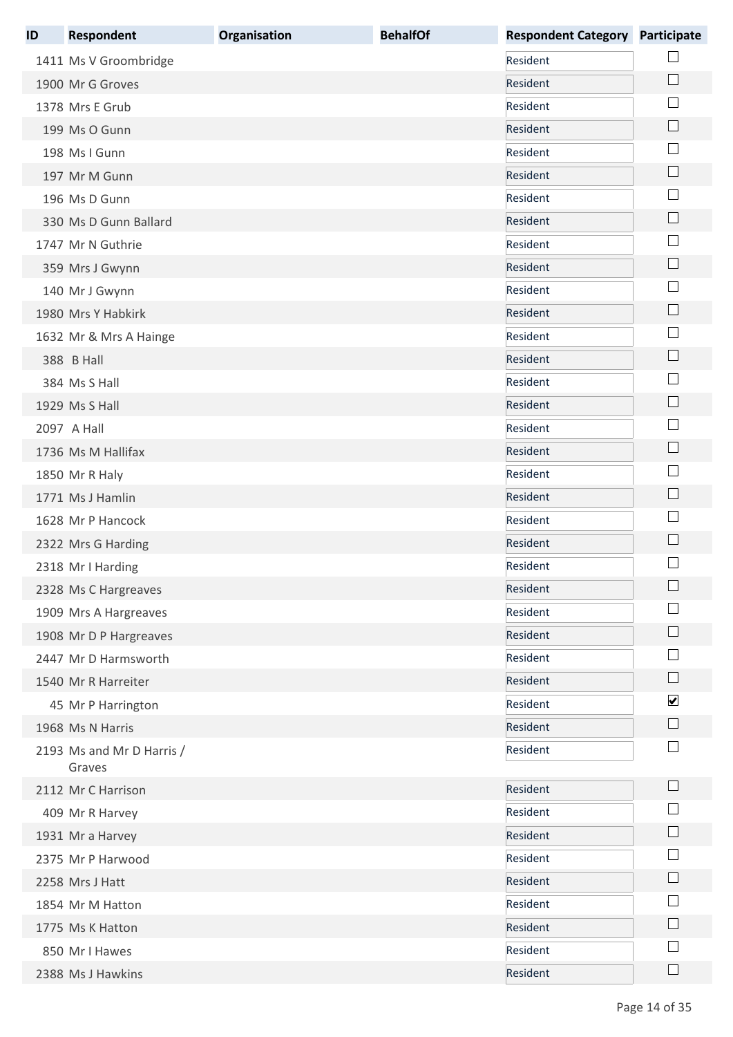| ID | Respondent | Organisation | BehalfOf | Respondent Category | Participate |
|---|---|---|---|---|---|
| 1411 | Ms V Groombridge | | | Resident | ☐ |
| 1900 | Mr G Groves | | | Resident | ☐ |
| 1378 | Mrs E Grub | | | Resident | ☐ |
| 199 | Ms O Gunn | | | Resident | ☐ |
| 198 | Ms I Gunn | | | Resident | ☐ |
| 197 | Mr M Gunn | | | Resident | ☐ |
| 196 | Ms D Gunn | | | Resident | ☐ |
| 330 | Ms D Gunn Ballard | | | Resident | ☐ |
| 1747 | Mr N Guthrie | | | Resident | ☐ |
| 359 | Mrs J Gwynn | | | Resident | ☐ |
| 140 | Mr J Gwynn | | | Resident | ☐ |
| 1980 | Mrs Y Habkirk | | | Resident | ☐ |
| 1632 | Mr & Mrs A Hainge | | | Resident | ☐ |
| 388 | B Hall | | | Resident | ☐ |
| 384 | Ms S Hall | | | Resident | ☐ |
| 1929 | Ms S Hall | | | Resident | ☐ |
| 2097 | A Hall | | | Resident | ☐ |
| 1736 | Ms M Hallifax | | | Resident | ☐ |
| 1850 | Mr R Haly | | | Resident | ☐ |
| 1771 | Ms J Hamlin | | | Resident | ☐ |
| 1628 | Mr P Hancock | | | Resident | ☐ |
| 2322 | Mrs G Harding | | | Resident | ☐ |
| 2318 | Mr I Harding | | | Resident | ☐ |
| 2328 | Ms C Hargreaves | | | Resident | ☐ |
| 1909 | Mrs A Hargreaves | | | Resident | ☐ |
| 1908 | Mr D P Hargreaves | | | Resident | ☐ |
| 2447 | Mr D Harmsworth | | | Resident | ☐ |
| 1540 | Mr R Harreiter | | | Resident | ☐ |
| 45 | Mr P Harrington | | | Resident | ☑ |
| 1968 | Ms N Harris | | | Resident | ☐ |
| 2193 | Ms and Mr D Harris / Graves | | | Resident | ☐ |
| 2112 | Mr C Harrison | | | Resident | ☐ |
| 409 | Mr R Harvey | | | Resident | ☐ |
| 1931 | Mr a Harvey | | | Resident | ☐ |
| 2375 | Mr P Harwood | | | Resident | ☐ |
| 2258 | Mrs J Hatt | | | Resident | ☐ |
| 1854 | Mr M Hatton | | | Resident | ☐ |
| 1775 | Ms K Hatton | | | Resident | ☐ |
| 850 | Mr I Hawes | | | Resident | ☐ |
| 2388 | Ms J Hawkins | | | Resident | ☐ |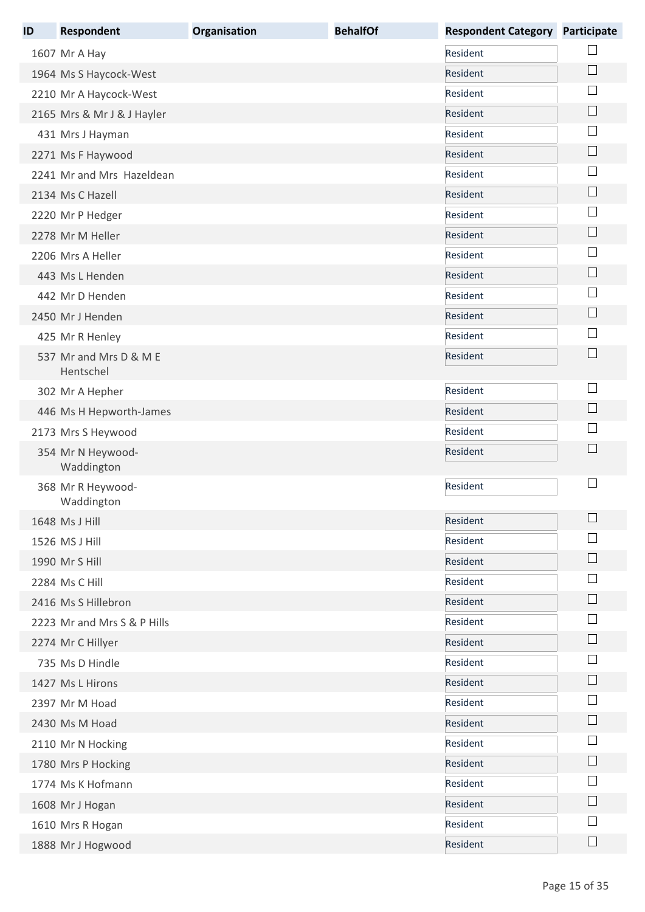| ID | Respondent | Organisation | BehalfOf | Respondent Category | Participate |
|---|---|---|---|---|---|
| 1607 | Mr A Hay | | | Resident | ☐ |
| 1964 | Ms S Haycock-West | | | Resident | ☐ |
| 2210 | Mr A Haycock-West | | | Resident | ☐ |
| 2165 | Mrs & Mr J & J Hayler | | | Resident | ☐ |
| 431 | Mrs J Hayman | | | Resident | ☐ |
| 2271 | Ms F Haywood | | | Resident | ☐ |
| 2241 | Mr and Mrs Hazeldean | | | Resident | ☐ |
| 2134 | Ms C Hazell | | | Resident | ☐ |
| 2220 | Mr P Hedger | | | Resident | ☐ |
| 2278 | Mr M Heller | | | Resident | ☐ |
| 2206 | Mrs A Heller | | | Resident | ☐ |
| 443 | Ms L Henden | | | Resident | ☐ |
| 442 | Mr D Henden | | | Resident | ☐ |
| 2450 | Mr J Henden | | | Resident | ☐ |
| 425 | Mr R Henley | | | Resident | ☐ |
| 537 | Mr and Mrs D & M E Hentschel | | | Resident | ☐ |
| 302 | Mr A Hepher | | | Resident | ☐ |
| 446 | Ms H Hepworth-James | | | Resident | ☐ |
| 2173 | Mrs S Heywood | | | Resident | ☐ |
| 354 | Mr N Heywood-Waddington | | | Resident | ☐ |
| 368 | Mr R Heywood-Waddington | | | Resident | ☐ |
| 1648 | Ms J Hill | | | Resident | ☐ |
| 1526 | MS J Hill | | | Resident | ☐ |
| 1990 | Mr S Hill | | | Resident | ☐ |
| 2284 | Ms C Hill | | | Resident | ☐ |
| 2416 | Ms S Hillebron | | | Resident | ☐ |
| 2223 | Mr and Mrs S & P Hills | | | Resident | ☐ |
| 2274 | Mr C Hillyer | | | Resident | ☐ |
| 735 | Ms D Hindle | | | Resident | ☐ |
| 1427 | Ms L Hirons | | | Resident | ☐ |
| 2397 | Mr M Hoad | | | Resident | ☐ |
| 2430 | Ms M Hoad | | | Resident | ☐ |
| 2110 | Mr N Hocking | | | Resident | ☐ |
| 1780 | Mrs P Hocking | | | Resident | ☐ |
| 1774 | Ms K Hofmann | | | Resident | ☐ |
| 1608 | Mr J Hogan | | | Resident | ☐ |
| 1610 | Mrs R Hogan | | | Resident | ☐ |
| 1888 | Mr J Hogwood | | | Resident | ☐ |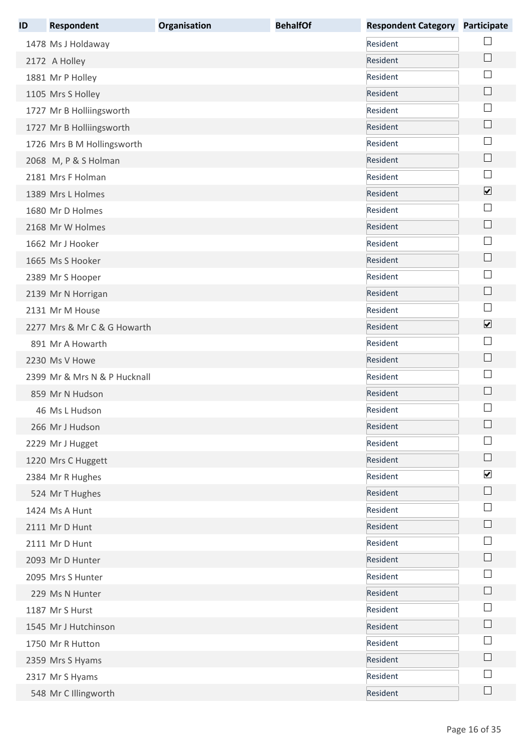| ID | Respondent | Organisation | BehalfOf | Respondent Category | Participate |
|---|---|---|---|---|---|
| 1478 | Ms J Holdaway | | | Resident | ☐ |
| 2172 | A Holley | | | Resident | ☐ |
| 1881 | Mr P Holley | | | Resident | ☐ |
| 1105 | Mrs S Holley | | | Resident | ☐ |
| 1727 | Mr B Holliingsworth | | | Resident | ☐ |
| 1727 | Mr B Holliingsworth | | | Resident | ☐ |
| 1726 | Mrs B M Hollingsworth | | | Resident | ☐ |
| 2068 | M, P & S Holman | | | Resident | ☐ |
| 2181 | Mrs F Holman | | | Resident | ☐ |
| 1389 | Mrs L Holmes | | | Resident | ☑ |
| 1680 | Mr D Holmes | | | Resident | ☐ |
| 2168 | Mr W Holmes | | | Resident | ☐ |
| 1662 | Mr J Hooker | | | Resident | ☐ |
| 1665 | Ms S Hooker | | | Resident | ☐ |
| 2389 | Mr S Hooper | | | Resident | ☐ |
| 2139 | Mr N Horrigan | | | Resident | ☐ |
| 2131 | Mr M House | | | Resident | ☐ |
| 2277 | Mrs & Mr C & G Howarth | | | Resident | ☑ |
| 891 | Mr A Howarth | | | Resident | ☐ |
| 2230 | Ms V Howe | | | Resident | ☐ |
| 2399 | Mr & Mrs N & P Hucknall | | | Resident | ☐ |
| 859 | Mr N Hudson | | | Resident | ☐ |
| 46 | Ms L Hudson | | | Resident | ☐ |
| 266 | Mr J Hudson | | | Resident | ☐ |
| 2229 | Mr J Hugget | | | Resident | ☐ |
| 1220 | Mrs C Huggett | | | Resident | ☐ |
| 2384 | Mr R Hughes | | | Resident | ☑ |
| 524 | Mr T Hughes | | | Resident | ☐ |
| 1424 | Ms A Hunt | | | Resident | ☐ |
| 2111 | Mr D Hunt | | | Resident | ☐ |
| 2111 | Mr D Hunt | | | Resident | ☐ |
| 2093 | Mr D Hunter | | | Resident | ☐ |
| 2095 | Mrs S Hunter | | | Resident | ☐ |
| 229 | Ms N Hunter | | | Resident | ☐ |
| 1187 | Mr S Hurst | | | Resident | ☐ |
| 1545 | Mr J Hutchinson | | | Resident | ☐ |
| 1750 | Mr R Hutton | | | Resident | ☐ |
| 2359 | Mrs S Hyams | | | Resident | ☐ |
| 2317 | Mr S Hyams | | | Resident | ☐ |
| 548 | Mr C Illingworth | | | Resident | ☐ |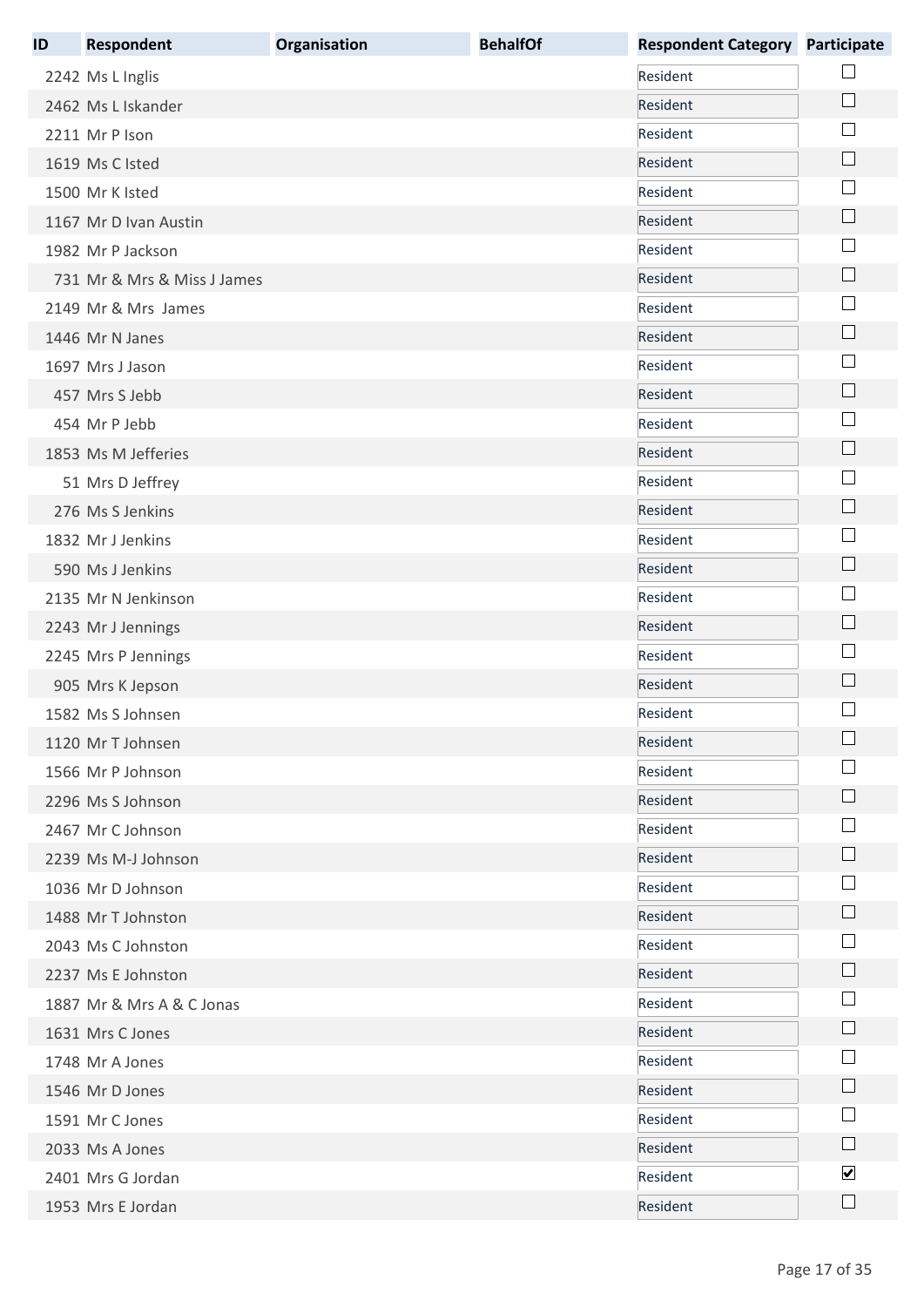| ID | Respondent | Organisation | BehalfOf | Respondent Category | Participate |
|---|---|---|---|---|---|
| 2242 | Ms L Inglis | | | Resident | ☐ |
| 2462 | Ms L Iskander | | | Resident | ☐ |
| 2211 | Mr P Ison | | | Resident | ☐ |
| 1619 | Ms C Isted | | | Resident | ☐ |
| 1500 | Mr K Isted | | | Resident | ☐ |
| 1167 | Mr D Ivan Austin | | | Resident | ☐ |
| 1982 | Mr P Jackson | | | Resident | ☐ |
| 731 | Mr & Mrs & Miss J James | | | Resident | ☐ |
| 2149 | Mr & Mrs James | | | Resident | ☐ |
| 1446 | Mr N Janes | | | Resident | ☐ |
| 1697 | Mrs J Jason | | | Resident | ☐ |
| 457 | Mrs S Jebb | | | Resident | ☐ |
| 454 | Mr P Jebb | | | Resident | ☐ |
| 1853 | Ms M Jefferies | | | Resident | ☐ |
| 51 | Mrs D Jeffrey | | | Resident | ☐ |
| 276 | Ms S Jenkins | | | Resident | ☐ |
| 1832 | Mr J Jenkins | | | Resident | ☐ |
| 590 | Ms J Jenkins | | | Resident | ☐ |
| 2135 | Mr N Jenkinson | | | Resident | ☐ |
| 2243 | Mr J Jennings | | | Resident | ☐ |
| 2245 | Mrs P Jennings | | | Resident | ☐ |
| 905 | Mrs K Jepson | | | Resident | ☐ |
| 1582 | Ms S Johnsen | | | Resident | ☐ |
| 1120 | Mr T Johnsen | | | Resident | ☐ |
| 1566 | Mr P Johnson | | | Resident | ☐ |
| 2296 | Ms S Johnson | | | Resident | ☐ |
| 2467 | Mr C Johnson | | | Resident | ☐ |
| 2239 | Ms M-J Johnson | | | Resident | ☐ |
| 1036 | Mr D Johnson | | | Resident | ☐ |
| 1488 | Mr T Johnston | | | Resident | ☐ |
| 2043 | Ms C Johnston | | | Resident | ☐ |
| 2237 | Ms E Johnston | | | Resident | ☐ |
| 1887 | Mr & Mrs A & C Jonas | | | Resident | ☐ |
| 1631 | Mrs C Jones | | | Resident | ☐ |
| 1748 | Mr A Jones | | | Resident | ☐ |
| 1546 | Mr D Jones | | | Resident | ☐ |
| 1591 | Mr C Jones | | | Resident | ☐ |
| 2033 | Ms A Jones | | | Resident | ☐ |
| 2401 | Mrs G Jordan | | | Resident | ☑ |
| 1953 | Mrs E Jordan | | | Resident | ☐ |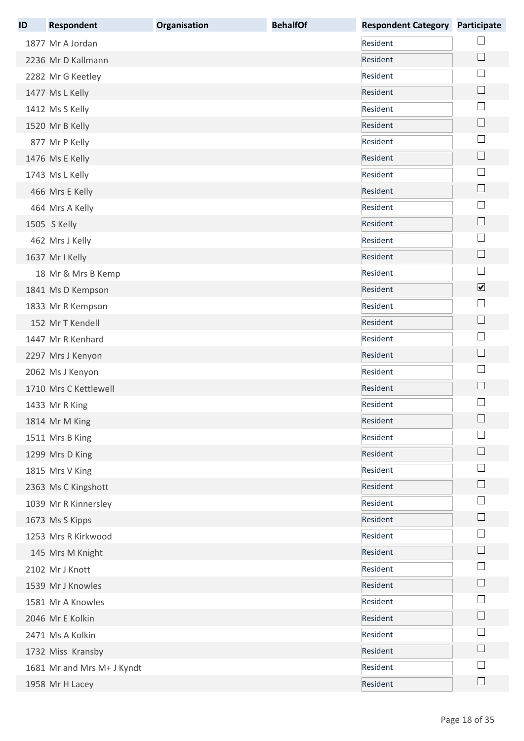| ID | Respondent | Organisation | BehalfOf | Respondent Category | Participate |
|---|---|---|---|---|---|
| 1877 | Mr A Jordan | | | Resident | ☐ |
| 2236 | Mr D Kallmann | | | Resident | ☐ |
| 2282 | Mr G Keetley | | | Resident | ☐ |
| 1477 | Ms L Kelly | | | Resident | ☐ |
| 1412 | Ms S Kelly | | | Resident | ☐ |
| 1520 | Mr B Kelly | | | Resident | ☐ |
| 877 | Mr P Kelly | | | Resident | ☐ |
| 1476 | Ms E Kelly | | | Resident | ☐ |
| 1743 | Ms L Kelly | | | Resident | ☐ |
| 466 | Mrs E Kelly | | | Resident | ☐ |
| 464 | Mrs A Kelly | | | Resident | ☐ |
| 1505 | S Kelly | | | Resident | ☐ |
| 462 | Mrs J Kelly | | | Resident | ☐ |
| 1637 | Mr I Kelly | | | Resident | ☐ |
| 18 | Mr & Mrs B Kemp | | | Resident | ☐ |
| 1841 | Ms D Kempson | | | Resident | ☑ |
| 1833 | Mr R Kempson | | | Resident | ☐ |
| 152 | Mr T Kendell | | | Resident | ☐ |
| 1447 | Mr R Kenhard | | | Resident | ☐ |
| 2297 | Mrs J Kenyon | | | Resident | ☐ |
| 2062 | Ms J Kenyon | | | Resident | ☐ |
| 1710 | Mrs C Kettlewell | | | Resident | ☐ |
| 1433 | Mr R King | | | Resident | ☐ |
| 1814 | Mr M King | | | Resident | ☐ |
| 1511 | Mrs B King | | | Resident | ☐ |
| 1299 | Mrs D King | | | Resident | ☐ |
| 1815 | Mrs V King | | | Resident | ☐ |
| 2363 | Ms C Kingshott | | | Resident | ☐ |
| 1039 | Mr R Kinnersley | | | Resident | ☐ |
| 1673 | Ms S Kipps | | | Resident | ☐ |
| 1253 | Mrs R Kirkwood | | | Resident | ☐ |
| 145 | Mrs M Knight | | | Resident | ☐ |
| 2102 | Mr J Knott | | | Resident | ☐ |
| 1539 | Mr J Knowles | | | Resident | ☐ |
| 1581 | Mr A Knowles | | | Resident | ☐ |
| 2046 | Mr E Kolkin | | | Resident | ☐ |
| 2471 | Ms A Kolkin | | | Resident | ☐ |
| 1732 | Miss Kransby | | | Resident | ☐ |
| 1681 | Mr and Mrs M+ J Kyndt | | | Resident | ☐ |
| 1958 | Mr H Lacey | | | Resident | ☐ |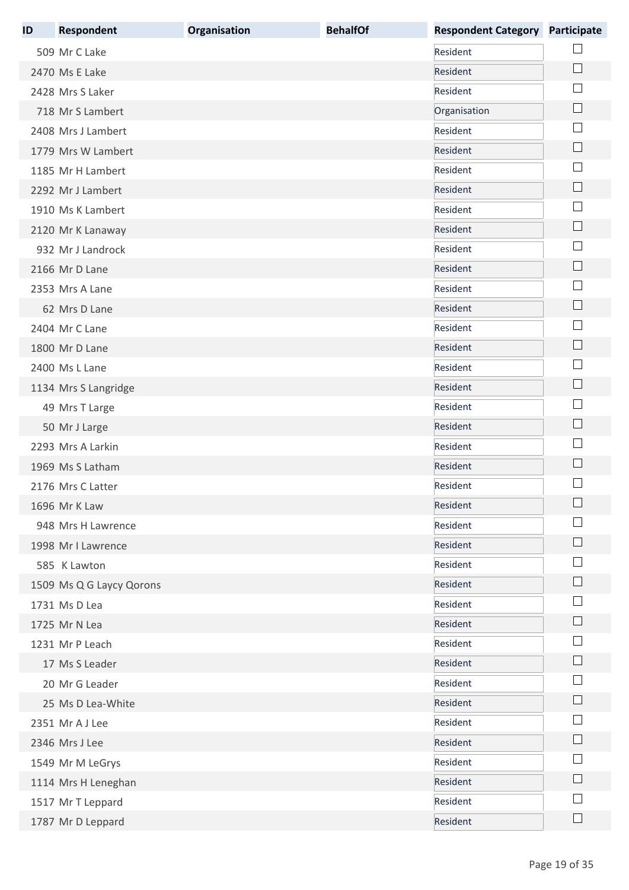| ID | Respondent | Organisation | BehalfOf | Respondent Category | Participate |
|---|---|---|---|---|---|
| 509 | Mr C Lake | | | Resident | ☐ |
| 2470 | Ms E Lake | | | Resident | ☐ |
| 2428 | Mrs S Laker | | | Resident | ☐ |
| 718 | Mr S Lambert | | | Organisation | ☐ |
| 2408 | Mrs J Lambert | | | Resident | ☐ |
| 1779 | Mrs W Lambert | | | Resident | ☐ |
| 1185 | Mr H Lambert | | | Resident | ☐ |
| 2292 | Mr J Lambert | | | Resident | ☐ |
| 1910 | Ms K Lambert | | | Resident | ☐ |
| 2120 | Mr K Lanaway | | | Resident | ☐ |
| 932 | Mr J Landrock | | | Resident | ☐ |
| 2166 | Mr D Lane | | | Resident | ☐ |
| 2353 | Mrs A Lane | | | Resident | ☐ |
| 62 | Mrs D Lane | | | Resident | ☐ |
| 2404 | Mr C Lane | | | Resident | ☐ |
| 1800 | Mr D Lane | | | Resident | ☐ |
| 2400 | Ms L Lane | | | Resident | ☐ |
| 1134 | Mrs S Langridge | | | Resident | ☐ |
| 49 | Mrs T Large | | | Resident | ☐ |
| 50 | Mr J Large | | | Resident | ☐ |
| 2293 | Mrs A Larkin | | | Resident | ☐ |
| 1969 | Ms S Latham | | | Resident | ☐ |
| 2176 | Mrs C Latter | | | Resident | ☐ |
| 1696 | Mr K Law | | | Resident | ☐ |
| 948 | Mrs H Lawrence | | | Resident | ☐ |
| 1998 | Mr I Lawrence | | | Resident | ☐ |
| 585 | K Lawton | | | Resident | ☐ |
| 1509 | Ms Q G Laycy Qorons | | | Resident | ☐ |
| 1731 | Ms D Lea | | | Resident | ☐ |
| 1725 | Mr N Lea | | | Resident | ☐ |
| 1231 | Mr P Leach | | | Resident | ☐ |
| 17 | Ms S Leader | | | Resident | ☐ |
| 20 | Mr G Leader | | | Resident | ☐ |
| 25 | Ms D Lea-White | | | Resident | ☐ |
| 2351 | Mr A J Lee | | | Resident | ☐ |
| 2346 | Mrs J Lee | | | Resident | ☐ |
| 1549 | Mr M LeGrys | | | Resident | ☐ |
| 1114 | Mrs H Leneghan | | | Resident | ☐ |
| 1517 | Mr T Leppard | | | Resident | ☐ |
| 1787 | Mr D Leppard | | | Resident | ☐ |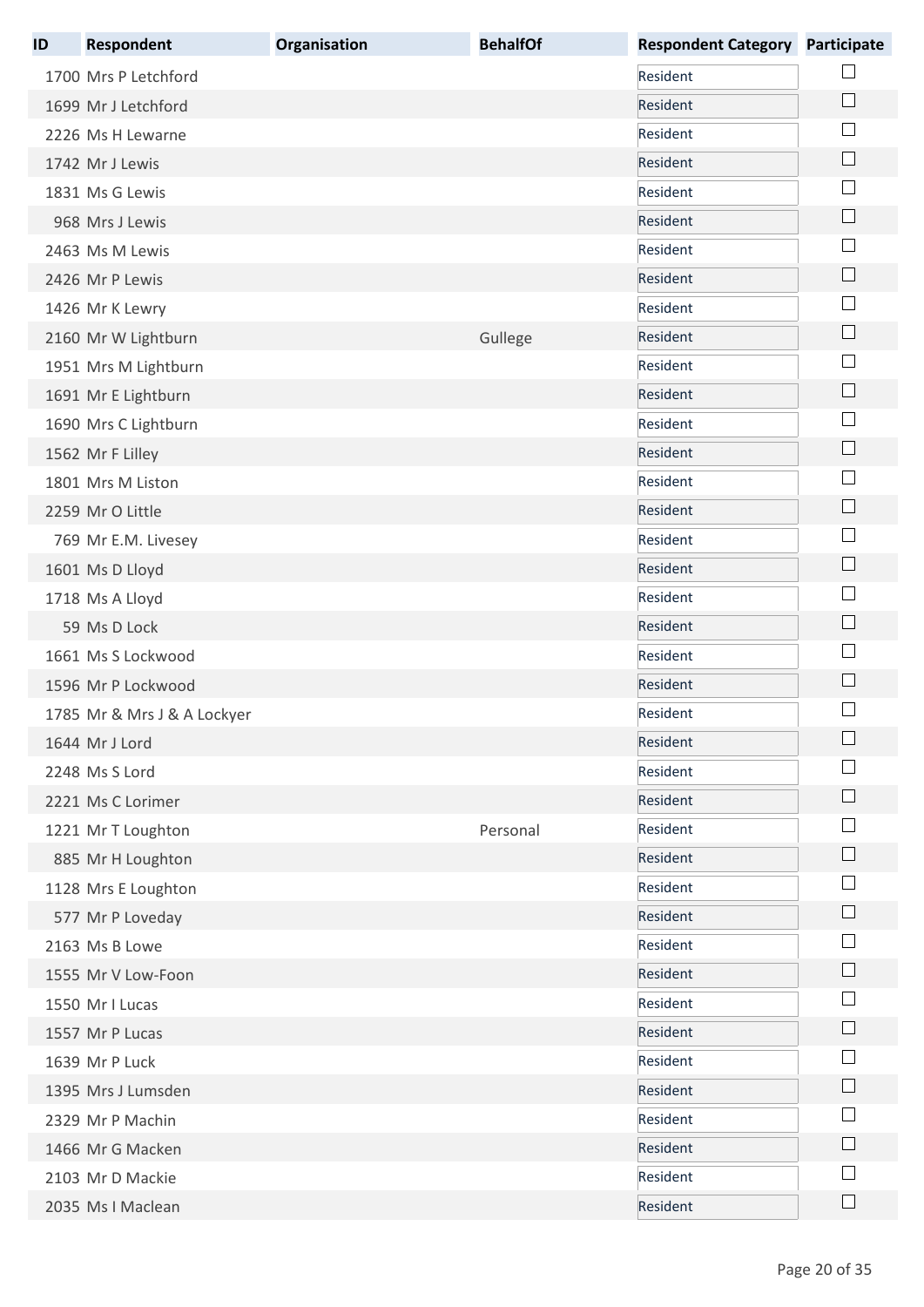| ID | Respondent | Organisation | BehalfOf | Respondent Category | Participate |
|---|---|---|---|---|---|
| 1700 | Mrs P Letchford | | | Resident | ☐ |
| 1699 | Mr J Letchford | | | Resident | ☐ |
| 2226 | Ms H Lewarne | | | Resident | ☐ |
| 1742 | Mr J Lewis | | | Resident | ☐ |
| 1831 | Ms G Lewis | | | Resident | ☐ |
| 968 | Mrs J Lewis | | | Resident | ☐ |
| 2463 | Ms M Lewis | | | Resident | ☐ |
| 2426 | Mr P Lewis | | | Resident | ☐ |
| 1426 | Mr K Lewry | | | Resident | ☐ |
| 2160 | Mr W Lightburn | | Gullege | Resident | ☐ |
| 1951 | Mrs M Lightburn | | | Resident | ☐ |
| 1691 | Mr E Lightburn | | | Resident | ☐ |
| 1690 | Mrs C Lightburn | | | Resident | ☐ |
| 1562 | Mr F Lilley | | | Resident | ☐ |
| 1801 | Mrs M Liston | | | Resident | ☐ |
| 2259 | Mr O Little | | | Resident | ☐ |
| 769 | Mr E.M. Livesey | | | Resident | ☐ |
| 1601 | Ms D Lloyd | | | Resident | ☐ |
| 1718 | Ms A Lloyd | | | Resident | ☐ |
| 59 | Ms D Lock | | | Resident | ☐ |
| 1661 | Ms S Lockwood | | | Resident | ☐ |
| 1596 | Mr P Lockwood | | | Resident | ☐ |
| 1785 | Mr & Mrs J & A Lockyer | | | Resident | ☐ |
| 1644 | Mr J Lord | | | Resident | ☐ |
| 2248 | Ms S Lord | | | Resident | ☐ |
| 2221 | Ms C Lorimer | | | Resident | ☐ |
| 1221 | Mr T Loughton | | Personal | Resident | ☐ |
| 885 | Mr H Loughton | | | Resident | ☐ |
| 1128 | Mrs E Loughton | | | Resident | ☐ |
| 577 | Mr P Loveday | | | Resident | ☐ |
| 2163 | Ms B Lowe | | | Resident | ☐ |
| 1555 | Mr V Low-Foon | | | Resident | ☐ |
| 1550 | Mr I Lucas | | | Resident | ☐ |
| 1557 | Mr P Lucas | | | Resident | ☐ |
| 1639 | Mr P Luck | | | Resident | ☐ |
| 1395 | Mrs J Lumsden | | | Resident | ☐ |
| 2329 | Mr P Machin | | | Resident | ☐ |
| 1466 | Mr G Macken | | | Resident | ☐ |
| 2103 | Mr D Mackie | | | Resident | ☐ |
| 2035 | Ms I Maclean | | | Resident | ☐ |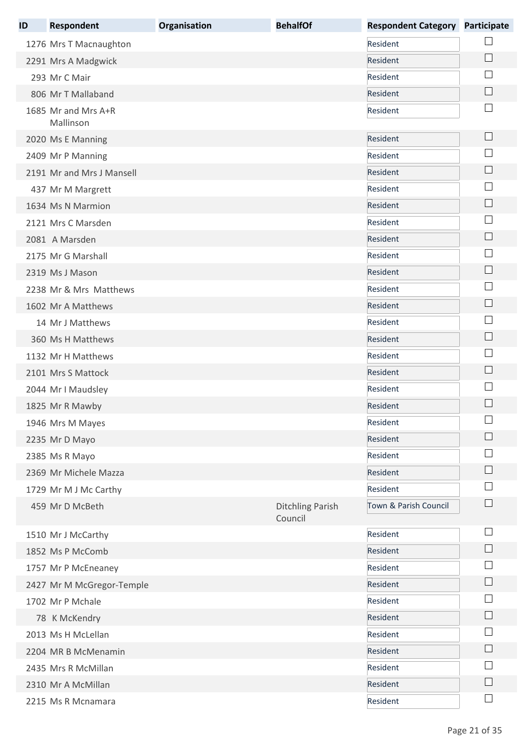| ID | Respondent | Organisation | BehalfOf | Respondent Category | Participate |
|---|---|---|---|---|---|
| 1276 | Mrs T Macnaughton | | | Resident | ☐ |
| 2291 | Mrs A Madgwick | | | Resident | ☐ |
| 293 | Mr C Mair | | | Resident | ☐ |
| 806 | Mr T Mallaband | | | Resident | ☐ |
| 1685 | Mr and Mrs A+R Mallinson | | | Resident | ☐ |
| 2020 | Ms E Manning | | | Resident | ☐ |
| 2409 | Mr P Manning | | | Resident | ☐ |
| 2191 | Mr and Mrs J Mansell | | | Resident | ☐ |
| 437 | Mr M Margrett | | | Resident | ☐ |
| 1634 | Ms N Marmion | | | Resident | ☐ |
| 2121 | Mrs C Marsden | | | Resident | ☐ |
| 2081 | A Marsden | | | Resident | ☐ |
| 2175 | Mr G Marshall | | | Resident | ☐ |
| 2319 | Ms J Mason | | | Resident | ☐ |
| 2238 | Mr & Mrs Matthews | | | Resident | ☐ |
| 1602 | Mr A Matthews | | | Resident | ☐ |
| 14 | Mr J Matthews | | | Resident | ☐ |
| 360 | Ms H Matthews | | | Resident | ☐ |
| 1132 | Mr H Matthews | | | Resident | ☐ |
| 2101 | Mrs S Mattock | | | Resident | ☐ |
| 2044 | Mr I Maudsley | | | Resident | ☐ |
| 1825 | Mr R Mawby | | | Resident | ☐ |
| 1946 | Mrs M Mayes | | | Resident | ☐ |
| 2235 | Mr D Mayo | | | Resident | ☐ |
| 2385 | Ms R Mayo | | | Resident | ☐ |
| 2369 | Mr Michele Mazza | | | Resident | ☐ |
| 1729 | Mr M J Mc Carthy | | | Resident | ☐ |
| 459 | Mr D McBeth | | Ditchling Parish Council | Town & Parish Council | ☐ |
| 1510 | Mr J McCarthy | | | Resident | ☐ |
| 1852 | Ms P McComb | | | Resident | ☐ |
| 1757 | Mr P McEneaney | | | Resident | ☐ |
| 2427 | Mr M McGregor-Temple | | | Resident | ☐ |
| 1702 | Mr P Mchale | | | Resident | ☐ |
| 78 | K McKendry | | | Resident | ☐ |
| 2013 | Ms H McLellan | | | Resident | ☐ |
| 2204 | MR B McMenamin | | | Resident | ☐ |
| 2435 | Mrs R McMillan | | | Resident | ☐ |
| 2310 | Mr A McMillan | | | Resident | ☐ |
| 2215 | Ms R Mcnamara | | | Resident | ☐ |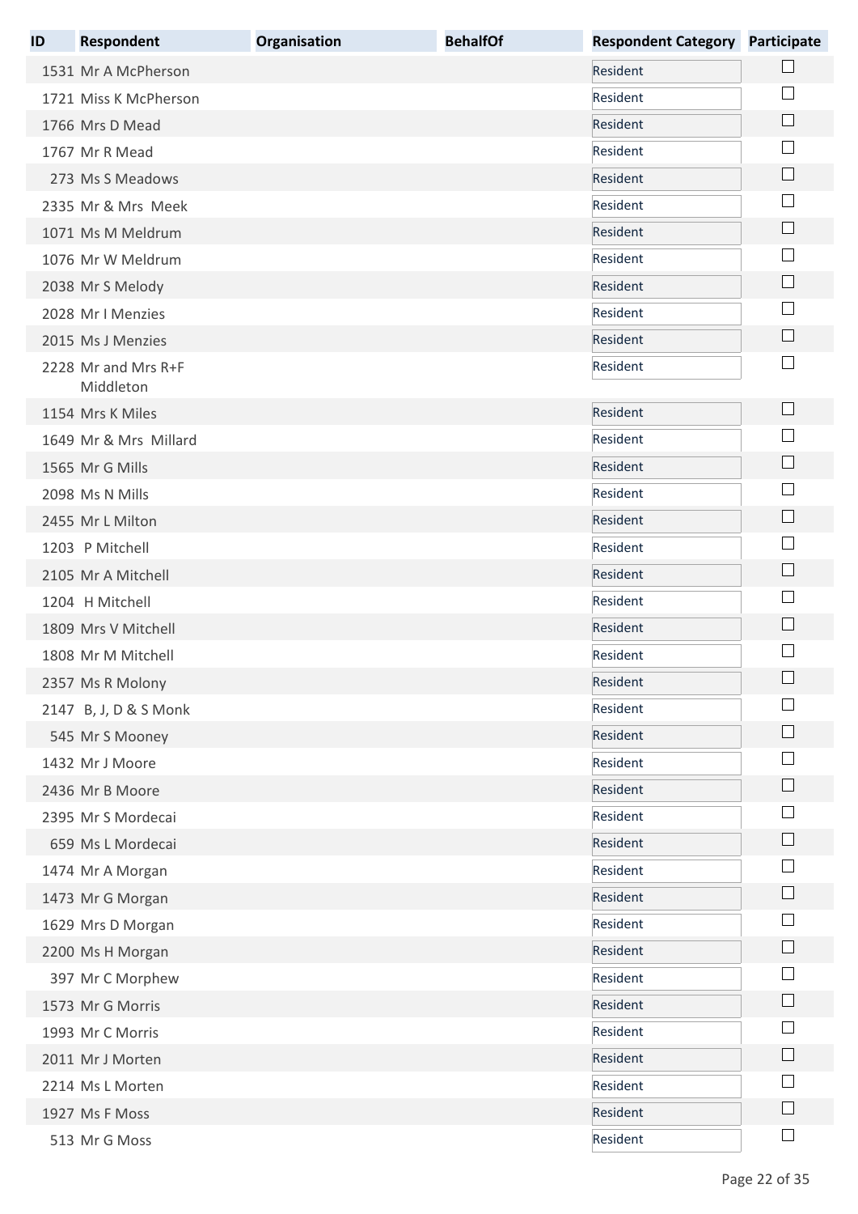| ID | Respondent | Organisation | BehalfOf | Respondent Category | Participate |
|---|---|---|---|---|---|
| 1531 | Mr A McPherson | | | Resident | ☐ |
| 1721 | Miss K McPherson | | | Resident | ☐ |
| 1766 | Mrs D Mead | | | Resident | ☐ |
| 1767 | Mr R Mead | | | Resident | ☐ |
| 273 | Ms S Meadows | | | Resident | ☐ |
| 2335 | Mr & Mrs Meek | | | Resident | ☐ |
| 1071 | Ms M Meldrum | | | Resident | ☐ |
| 1076 | Mr W Meldrum | | | Resident | ☐ |
| 2038 | Mr S Melody | | | Resident | ☐ |
| 2028 | Mr I Menzies | | | Resident | ☐ |
| 2015 | Ms J Menzies | | | Resident | ☐ |
| 2228 | Mr and Mrs R+F Middleton | | | Resident | ☐ |
| 1154 | Mrs K Miles | | | Resident | ☐ |
| 1649 | Mr & Mrs Millard | | | Resident | ☐ |
| 1565 | Mr G Mills | | | Resident | ☐ |
| 2098 | Ms N Mills | | | Resident | ☐ |
| 2455 | Mr L Milton | | | Resident | ☐ |
| 1203 | P Mitchell | | | Resident | ☐ |
| 2105 | Mr A Mitchell | | | Resident | ☐ |
| 1204 | H Mitchell | | | Resident | ☐ |
| 1809 | Mrs V Mitchell | | | Resident | ☐ |
| 1808 | Mr M Mitchell | | | Resident | ☐ |
| 2357 | Ms R Molony | | | Resident | ☐ |
| 2147 | B, J, D & S Monk | | | Resident | ☐ |
| 545 | Mr S Mooney | | | Resident | ☐ |
| 1432 | Mr J Moore | | | Resident | ☐ |
| 2436 | Mr B Moore | | | Resident | ☐ |
| 2395 | Mr S Mordecai | | | Resident | ☐ |
| 659 | Ms L Mordecai | | | Resident | ☐ |
| 1474 | Mr A Morgan | | | Resident | ☐ |
| 1473 | Mr G Morgan | | | Resident | ☐ |
| 1629 | Mrs D Morgan | | | Resident | ☐ |
| 2200 | Ms H Morgan | | | Resident | ☐ |
| 397 | Mr C Morphew | | | Resident | ☐ |
| 1573 | Mr G Morris | | | Resident | ☐ |
| 1993 | Mr C Morris | | | Resident | ☐ |
| 2011 | Mr J Morten | | | Resident | ☐ |
| 2214 | Ms L Morten | | | Resident | ☐ |
| 1927 | Ms F Moss | | | Resident | ☐ |
| 513 | Mr G Moss | | | Resident | ☐ |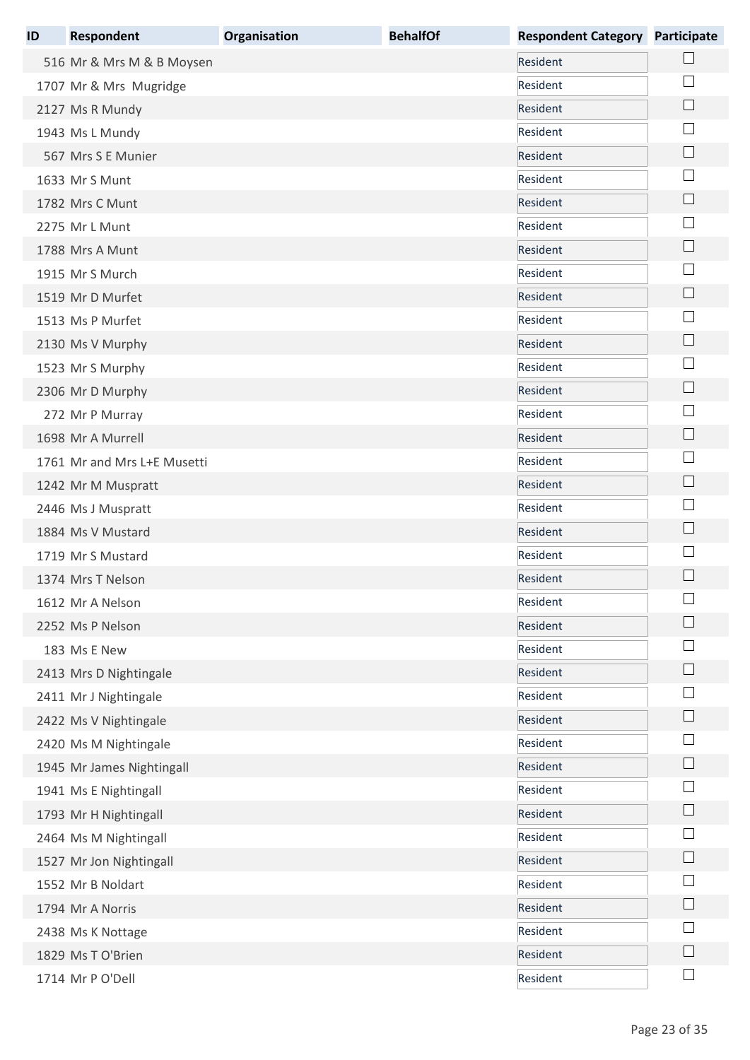| ID | Respondent | Organisation | BehalfOf | Respondent Category | Participate |
|---|---|---|---|---|---|
| 516 | Mr & Mrs M & B Moysen | | | Resident | ☐ |
| 1707 | Mr & Mrs Mugridge | | | Resident | ☐ |
| 2127 | Ms R Mundy | | | Resident | ☐ |
| 1943 | Ms L Mundy | | | Resident | ☐ |
| 567 | Mrs S E Munier | | | Resident | ☐ |
| 1633 | Mr S Munt | | | Resident | ☐ |
| 1782 | Mrs C Munt | | | Resident | ☐ |
| 2275 | Mr L Munt | | | Resident | ☐ |
| 1788 | Mrs A Munt | | | Resident | ☐ |
| 1915 | Mr S Murch | | | Resident | ☐ |
| 1519 | Mr D Murfet | | | Resident | ☐ |
| 1513 | Ms P Murfet | | | Resident | ☐ |
| 2130 | Ms V Murphy | | | Resident | ☐ |
| 1523 | Mr S Murphy | | | Resident | ☐ |
| 2306 | Mr D Murphy | | | Resident | ☐ |
| 272 | Mr P Murray | | | Resident | ☐ |
| 1698 | Mr A Murrell | | | Resident | ☐ |
| 1761 | Mr and Mrs L+E Musetti | | | Resident | ☐ |
| 1242 | Mr M Muspratt | | | Resident | ☐ |
| 2446 | Ms J Muspratt | | | Resident | ☐ |
| 1884 | Ms V Mustard | | | Resident | ☐ |
| 1719 | Mr S Mustard | | | Resident | ☐ |
| 1374 | Mrs T Nelson | | | Resident | ☐ |
| 1612 | Mr A Nelson | | | Resident | ☐ |
| 2252 | Ms P Nelson | | | Resident | ☐ |
| 183 | Ms E New | | | Resident | ☐ |
| 2413 | Mrs D Nightingale | | | Resident | ☐ |
| 2411 | Mr J Nightingale | | | Resident | ☐ |
| 2422 | Ms V Nightingale | | | Resident | ☐ |
| 2420 | Ms M Nightingale | | | Resident | ☐ |
| 1945 | Mr James Nightingall | | | Resident | ☐ |
| 1941 | Ms E Nightingall | | | Resident | ☐ |
| 1793 | Mr H Nightingall | | | Resident | ☐ |
| 2464 | Ms M Nightingall | | | Resident | ☐ |
| 1527 | Mr Jon Nightingall | | | Resident | ☐ |
| 1552 | Mr B Noldart | | | Resident | ☐ |
| 1794 | Mr A Norris | | | Resident | ☐ |
| 2438 | Ms K Nottage | | | Resident | ☐ |
| 1829 | Ms T O'Brien | | | Resident | ☐ |
| 1714 | Mr P O'Dell | | | Resident | ☐ |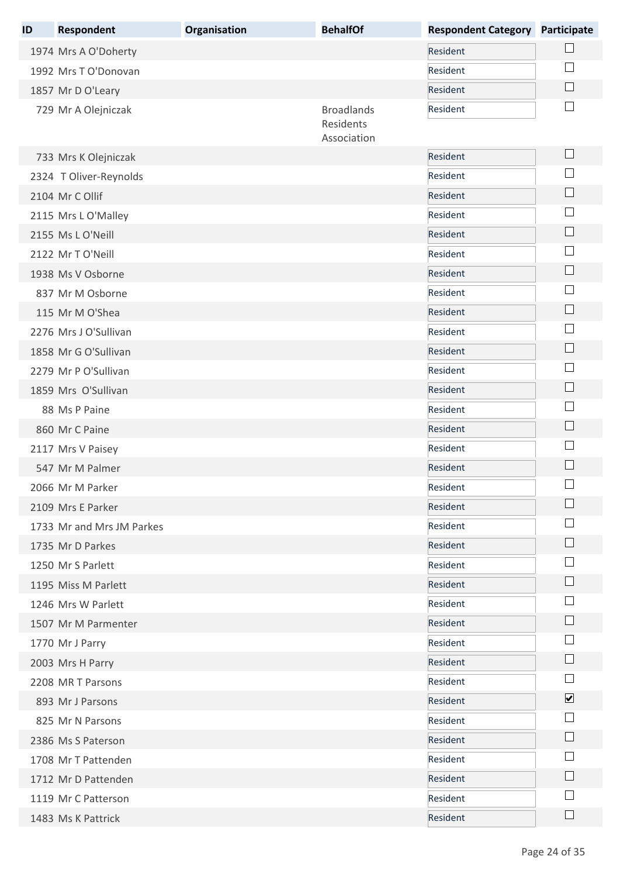| ID | Respondent | Organisation | BehalfOf | Respondent Category | Participate |
|---|---|---|---|---|---|
| 1974 | Mrs A O'Doherty | | | Resident | ☐ |
| 1992 | Mrs T O'Donovan | | | Resident | ☐ |
| 1857 | Mr D O'Leary | | | Resident | ☐ |
| 729 | Mr A Olejniczak | | Broadlands Residents Association | Resident | ☐ |
| 733 | Mrs K Olejniczak | | | Resident | ☐ |
| 2324 | T Oliver-Reynolds | | | Resident | ☐ |
| 2104 | Mr C Ollif | | | Resident | ☐ |
| 2115 | Mrs L O'Malley | | | Resident | ☐ |
| 2155 | Ms L O'Neill | | | Resident | ☐ |
| 2122 | Mr T O'Neill | | | Resident | ☐ |
| 1938 | Ms V Osborne | | | Resident | ☐ |
| 837 | Mr M Osborne | | | Resident | ☐ |
| 115 | Mr M O'Shea | | | Resident | ☐ |
| 2276 | Mrs J O'Sullivan | | | Resident | ☐ |
| 1858 | Mr G O'Sullivan | | | Resident | ☐ |
| 2279 | Mr P O'Sullivan | | | Resident | ☐ |
| 1859 | Mrs O'Sullivan | | | Resident | ☐ |
| 88 | Ms P Paine | | | Resident | ☐ |
| 860 | Mr C Paine | | | Resident | ☐ |
| 2117 | Mrs V Paisey | | | Resident | ☐ |
| 547 | Mr M Palmer | | | Resident | ☐ |
| 2066 | Mr M Parker | | | Resident | ☐ |
| 2109 | Mrs E Parker | | | Resident | ☐ |
| 1733 | Mr and Mrs JM Parkes | | | Resident | ☐ |
| 1735 | Mr D Parkes | | | Resident | ☐ |
| 1250 | Mr S Parlett | | | Resident | ☐ |
| 1195 | Miss M Parlett | | | Resident | ☐ |
| 1246 | Mrs W Parlett | | | Resident | ☐ |
| 1507 | Mr M Parmenter | | | Resident | ☐ |
| 1770 | Mr J Parry | | | Resident | ☐ |
| 2003 | Mrs H Parry | | | Resident | ☐ |
| 2208 | MR T Parsons | | | Resident | ☐ |
| 893 | Mr J Parsons | | | Resident | ☑ |
| 825 | Mr N Parsons | | | Resident | ☐ |
| 2386 | Ms S Paterson | | | Resident | ☐ |
| 1708 | Mr T Pattenden | | | Resident | ☐ |
| 1712 | Mr D Pattenden | | | Resident | ☐ |
| 1119 | Mr C Patterson | | | Resident | ☐ |
| 1483 | Ms K Pattrick | | | Resident | ☐ |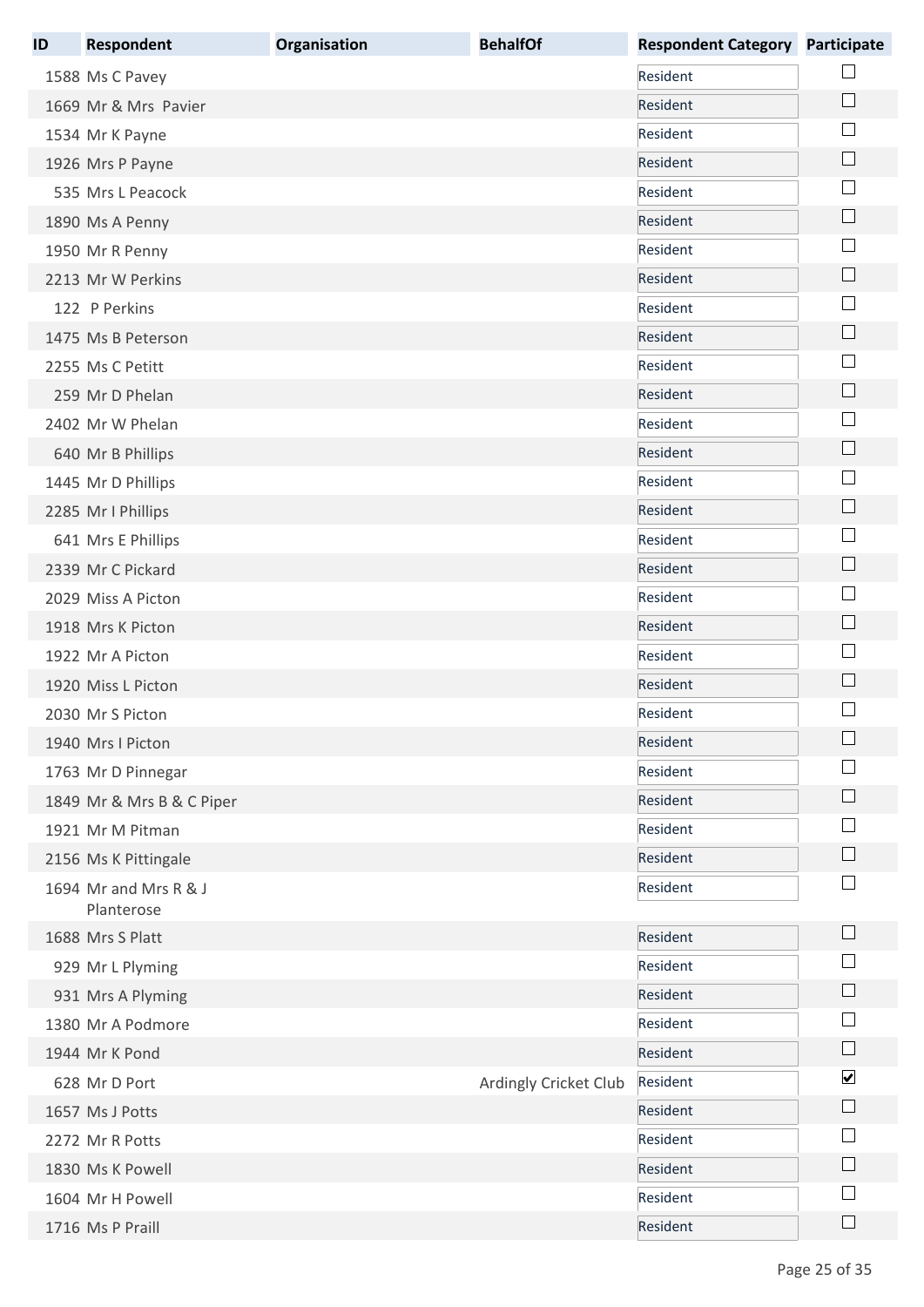| ID | Respondent | Organisation | BehalfOf | Respondent Category | Participate |
|---|---|---|---|---|---|
| 1588 | Ms C Pavey | | | Resident | ☐ |
| 1669 | Mr & Mrs Pavier | | | Resident | ☐ |
| 1534 | Mr K Payne | | | Resident | ☐ |
| 1926 | Mrs P Payne | | | Resident | ☐ |
| 535 | Mrs L Peacock | | | Resident | ☐ |
| 1890 | Ms A Penny | | | Resident | ☐ |
| 1950 | Mr R Penny | | | Resident | ☐ |
| 2213 | Mr W Perkins | | | Resident | ☐ |
| 122 | P Perkins | | | Resident | ☐ |
| 1475 | Ms B Peterson | | | Resident | ☐ |
| 2255 | Ms C Petitt | | | Resident | ☐ |
| 259 | Mr D Phelan | | | Resident | ☐ |
| 2402 | Mr W Phelan | | | Resident | ☐ |
| 640 | Mr B Phillips | | | Resident | ☐ |
| 1445 | Mr D Phillips | | | Resident | ☐ |
| 2285 | Mr I Phillips | | | Resident | ☐ |
| 641 | Mrs E Phillips | | | Resident | ☐ |
| 2339 | Mr C Pickard | | | Resident | ☐ |
| 2029 | Miss A Picton | | | Resident | ☐ |
| 1918 | Mrs K Picton | | | Resident | ☐ |
| 1922 | Mr A Picton | | | Resident | ☐ |
| 1920 | Miss L Picton | | | Resident | ☐ |
| 2030 | Mr S Picton | | | Resident | ☐ |
| 1940 | Mrs I Picton | | | Resident | ☐ |
| 1763 | Mr D Pinnegar | | | Resident | ☐ |
| 1849 | Mr & Mrs B & C Piper | | | Resident | ☐ |
| 1921 | Mr M Pitman | | | Resident | ☐ |
| 2156 | Ms K Pittingale | | | Resident | ☐ |
| 1694 | Mr and Mrs R & J Planterose | | | Resident | ☐ |
| 1688 | Mrs S Platt | | | Resident | ☐ |
| 929 | Mr L Plyming | | | Resident | ☐ |
| 931 | Mrs A Plyming | | | Resident | ☐ |
| 1380 | Mr A Podmore | | | Resident | ☐ |
| 1944 | Mr K Pond | | | Resident | ☐ |
| 628 | Mr D Port | | Ardingly Cricket Club | Resident | ☑ |
| 1657 | Ms J Potts | | | Resident | ☐ |
| 2272 | Mr R Potts | | | Resident | ☐ |
| 1830 | Ms K Powell | | | Resident | ☐ |
| 1604 | Mr H Powell | | | Resident | ☐ |
| 1716 | Ms P Praill | | | Resident | ☐ |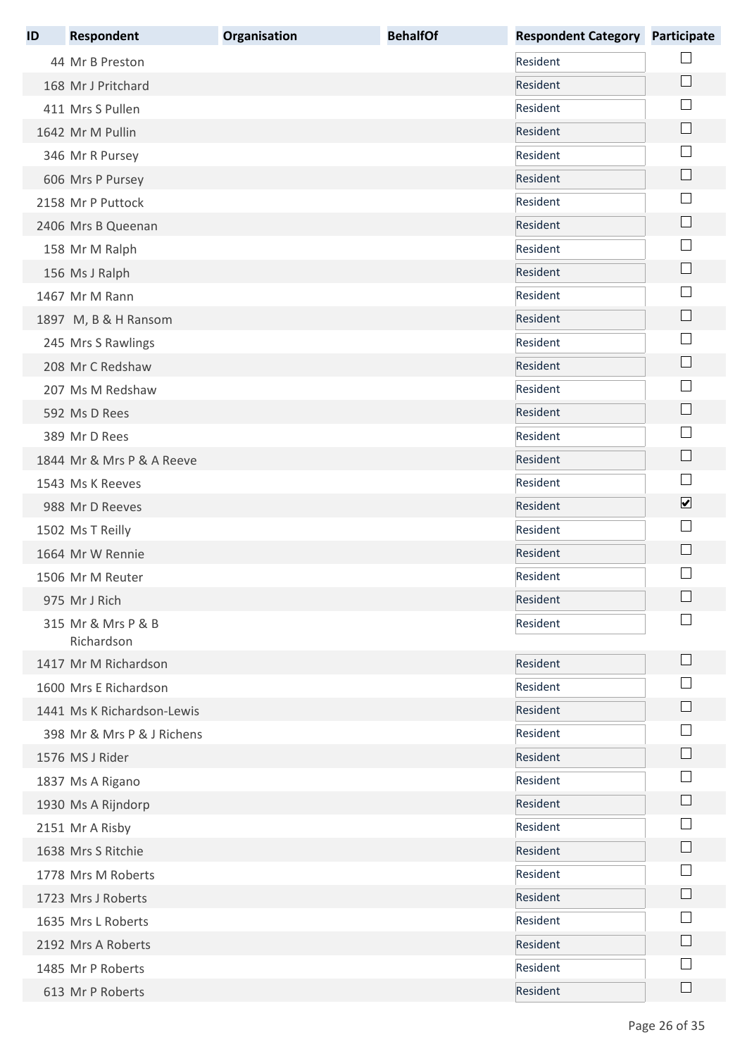| ID | Respondent | Organisation | BehalfOf | Respondent Category | Participate |
|---|---|---|---|---|---|
| 44 | Mr B Preston | | | Resident | ☐ |
| 168 | Mr J Pritchard | | | Resident | ☐ |
| 411 | Mrs S Pullen | | | Resident | ☐ |
| 1642 | Mr M Pullin | | | Resident | ☐ |
| 346 | Mr R Pursey | | | Resident | ☐ |
| 606 | Mrs P Pursey | | | Resident | ☐ |
| 2158 | Mr P Puttock | | | Resident | ☐ |
| 2406 | Mrs B Queenan | | | Resident | ☐ |
| 158 | Mr M Ralph | | | Resident | ☐ |
| 156 | Ms J Ralph | | | Resident | ☐ |
| 1467 | Mr M Rann | | | Resident | ☐ |
| 1897 | M, B & H Ransom | | | Resident | ☐ |
| 245 | Mrs S Rawlings | | | Resident | ☐ |
| 208 | Mr C Redshaw | | | Resident | ☐ |
| 207 | Ms M Redshaw | | | Resident | ☐ |
| 592 | Ms D Rees | | | Resident | ☐ |
| 389 | Mr D Rees | | | Resident | ☐ |
| 1844 | Mr & Mrs P & A Reeve | | | Resident | ☐ |
| 1543 | Ms K Reeves | | | Resident | ☐ |
| 988 | Mr D Reeves | | | Resident | ☑ |
| 1502 | Ms T Reilly | | | Resident | ☐ |
| 1664 | Mr W Rennie | | | Resident | ☐ |
| 1506 | Mr M Reuter | | | Resident | ☐ |
| 975 | Mr J Rich | | | Resident | ☐ |
| 315 | Mr & Mrs P & B Richardson | | | Resident | ☐ |
| 1417 | Mr M Richardson | | | Resident | ☐ |
| 1600 | Mrs E Richardson | | | Resident | ☐ |
| 1441 | Ms K Richardson-Lewis | | | Resident | ☐ |
| 398 | Mr & Mrs P & J Richens | | | Resident | ☐ |
| 1576 | MS J Rider | | | Resident | ☐ |
| 1837 | Ms A Rigano | | | Resident | ☐ |
| 1930 | Ms A Rijndorp | | | Resident | ☐ |
| 2151 | Mr A Risby | | | Resident | ☐ |
| 1638 | Mrs S Ritchie | | | Resident | ☐ |
| 1778 | Mrs M Roberts | | | Resident | ☐ |
| 1723 | Mrs J Roberts | | | Resident | ☐ |
| 1635 | Mrs L Roberts | | | Resident | ☐ |
| 2192 | Mrs A Roberts | | | Resident | ☐ |
| 1485 | Mr P Roberts | | | Resident | ☐ |
| 613 | Mr P Roberts | | | Resident | ☐ |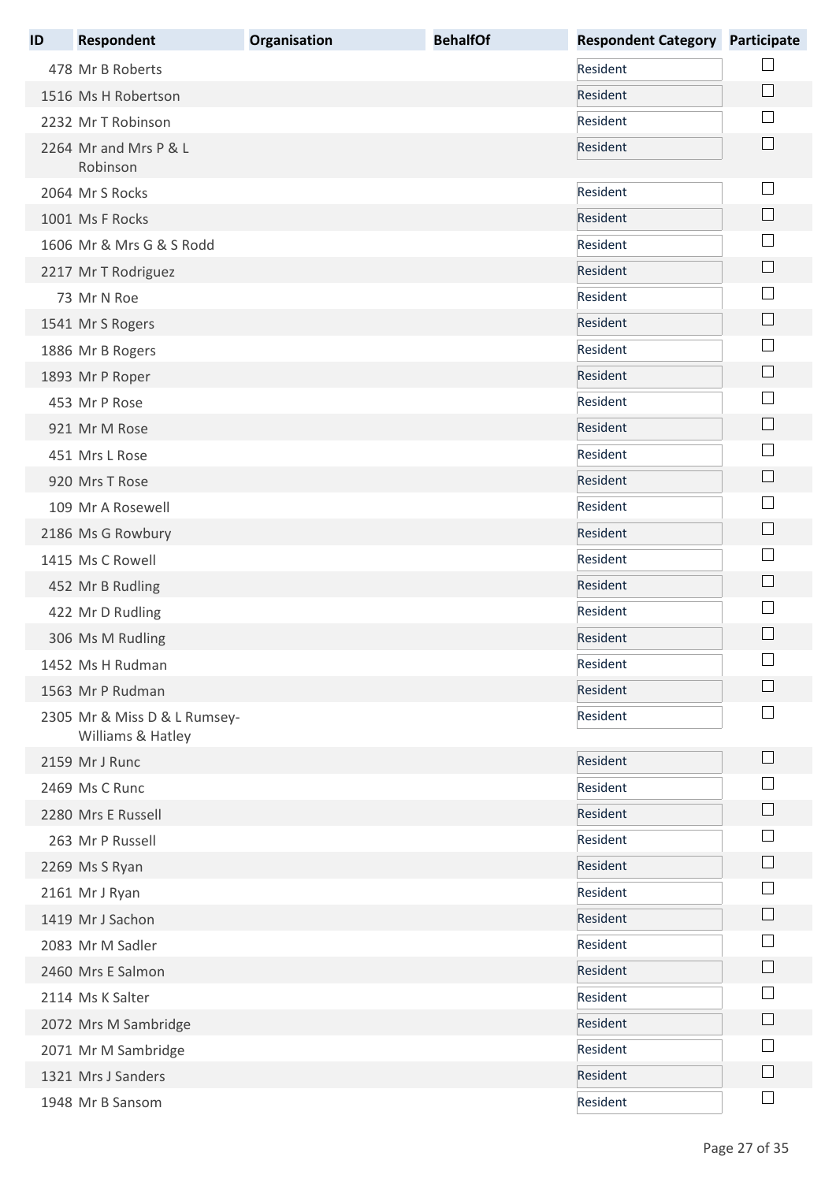| ID | Respondent | Organisation | BehalfOf | Respondent Category | Participate |
|---|---|---|---|---|---|
| 478 | Mr B Roberts | | | Resident | ☐ |
| 1516 | Ms H Robertson | | | Resident | ☐ |
| 2232 | Mr T Robinson | | | Resident | ☐ |
| 2264 | Mr and Mrs P & L Robinson | | | Resident | ☐ |
| 2064 | Mr S Rocks | | | Resident | ☐ |
| 1001 | Ms F Rocks | | | Resident | ☐ |
| 1606 | Mr & Mrs G & S Rodd | | | Resident | ☐ |
| 2217 | Mr T Rodriguez | | | Resident | ☐ |
| 73 | Mr N Roe | | | Resident | ☐ |
| 1541 | Mr S Rogers | | | Resident | ☐ |
| 1886 | Mr B Rogers | | | Resident | ☐ |
| 1893 | Mr P Roper | | | Resident | ☐ |
| 453 | Mr P Rose | | | Resident | ☐ |
| 921 | Mr M Rose | | | Resident | ☐ |
| 451 | Mrs L Rose | | | Resident | ☐ |
| 920 | Mrs T Rose | | | Resident | ☐ |
| 109 | Mr A Rosewell | | | Resident | ☐ |
| 2186 | Ms G Rowbury | | | Resident | ☐ |
| 1415 | Ms C Rowell | | | Resident | ☐ |
| 452 | Mr B Rudling | | | Resident | ☐ |
| 422 | Mr D Rudling | | | Resident | ☐ |
| 306 | Ms M Rudling | | | Resident | ☐ |
| 1452 | Ms H Rudman | | | Resident | ☐ |
| 1563 | Mr P Rudman | | | Resident | ☐ |
| 2305 | Mr & Miss D & L Rumsey-Williams & Hatley | | | Resident | ☐ |
| 2159 | Mr J Runc | | | Resident | ☐ |
| 2469 | Ms C Runc | | | Resident | ☐ |
| 2280 | Mrs E Russell | | | Resident | ☐ |
| 263 | Mr P Russell | | | Resident | ☐ |
| 2269 | Ms S Ryan | | | Resident | ☐ |
| 2161 | Mr J Ryan | | | Resident | ☐ |
| 1419 | Mr J Sachon | | | Resident | ☐ |
| 2083 | Mr M Sadler | | | Resident | ☐ |
| 2460 | Mrs E Salmon | | | Resident | ☐ |
| 2114 | Ms K Salter | | | Resident | ☐ |
| 2072 | Mrs M Sambridge | | | Resident | ☐ |
| 2071 | Mr M Sambridge | | | Resident | ☐ |
| 1321 | Mrs J Sanders | | | Resident | ☐ |
| 1948 | Mr B Sansom | | | Resident | ☐ |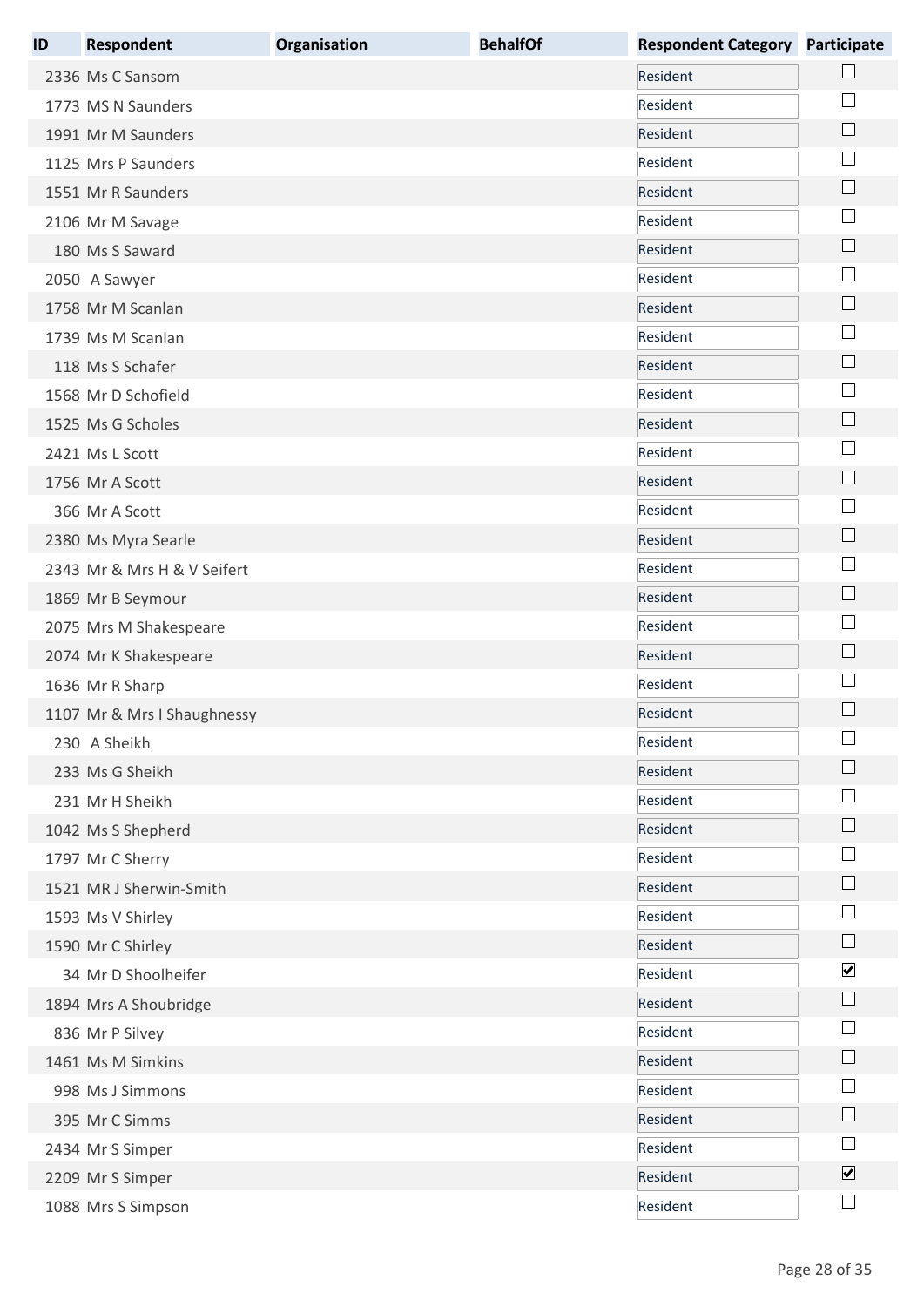| ID | Respondent | Organisation | BehalfOf | Respondent Category | Participate |
|---|---|---|---|---|---|
| 2336 | Ms C Sansom | | | Resident | ☐ |
| 1773 | MS N Saunders | | | Resident | ☐ |
| 1991 | Mr M Saunders | | | Resident | ☐ |
| 1125 | Mrs P Saunders | | | Resident | ☐ |
| 1551 | Mr R Saunders | | | Resident | ☐ |
| 2106 | Mr M Savage | | | Resident | ☐ |
| 180 | Ms S Saward | | | Resident | ☐ |
| 2050 | A Sawyer | | | Resident | ☐ |
| 1758 | Mr M Scanlan | | | Resident | ☐ |
| 1739 | Ms M Scanlan | | | Resident | ☐ |
| 118 | Ms S Schafer | | | Resident | ☐ |
| 1568 | Mr D Schofield | | | Resident | ☐ |
| 1525 | Ms G Scholes | | | Resident | ☐ |
| 2421 | Ms L Scott | | | Resident | ☐ |
| 1756 | Mr A Scott | | | Resident | ☐ |
| 366 | Mr A Scott | | | Resident | ☐ |
| 2380 | Ms Myra Searle | | | Resident | ☐ |
| 2343 | Mr & Mrs H & V Seifert | | | Resident | ☐ |
| 1869 | Mr B Seymour | | | Resident | ☐ |
| 2075 | Mrs M Shakespeare | | | Resident | ☐ |
| 2074 | Mr K Shakespeare | | | Resident | ☐ |
| 1636 | Mr R Sharp | | | Resident | ☐ |
| 1107 | Mr & Mrs I Shaughnessy | | | Resident | ☐ |
| 230 | A Sheikh | | | Resident | ☐ |
| 233 | Ms G Sheikh | | | Resident | ☐ |
| 231 | Mr H Sheikh | | | Resident | ☐ |
| 1042 | Ms S Shepherd | | | Resident | ☐ |
| 1797 | Mr C Sherry | | | Resident | ☐ |
| 1521 | MR J Sherwin-Smith | | | Resident | ☐ |
| 1593 | Ms V Shirley | | | Resident | ☐ |
| 1590 | Mr C Shirley | | | Resident | ☐ |
| 34 | Mr D Shoolheifer | | | Resident | ☑ |
| 1894 | Mrs A Shoubridge | | | Resident | ☐ |
| 836 | Mr P Silvey | | | Resident | ☐ |
| 1461 | Ms M Simkins | | | Resident | ☐ |
| 998 | Ms J Simmons | | | Resident | ☐ |
| 395 | Mr C Simms | | | Resident | ☐ |
| 2434 | Mr S Simper | | | Resident | ☐ |
| 2209 | Mr S Simper | | | Resident | ☑ |
| 1088 | Mrs S Simpson | | | Resident | ☐ |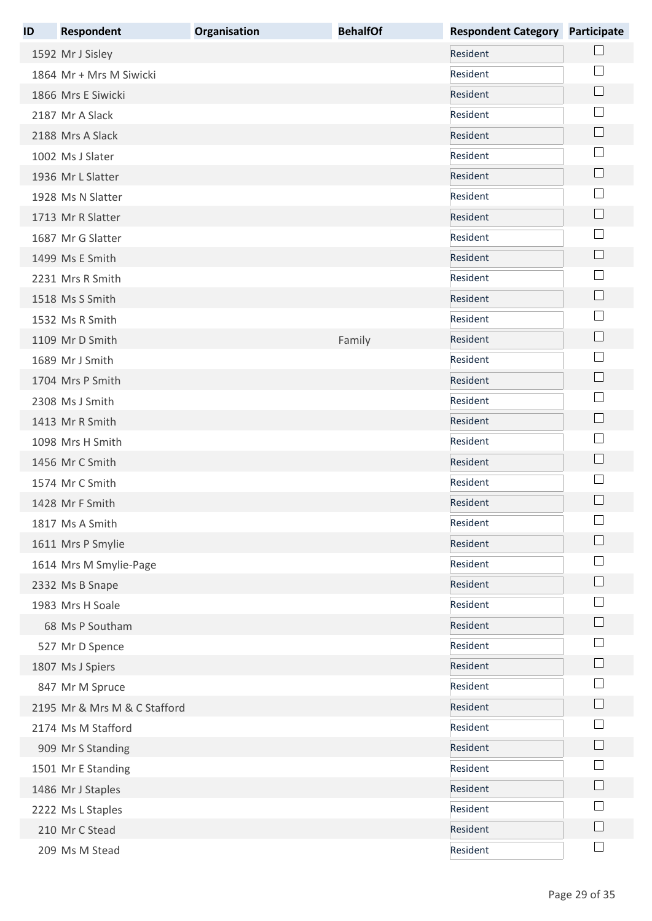| ID | Respondent | Organisation | BehalfOf | Respondent Category | Participate |
| --- | --- | --- | --- | --- | --- |
| 1592 | Mr J Sisley | | | Resident | ☐ |
| 1864 | Mr + Mrs M Siwicki | | | Resident | ☐ |
| 1866 | Mrs E Siwicki | | | Resident | ☐ |
| 2187 | Mr A Slack | | | Resident | ☐ |
| 2188 | Mrs A Slack | | | Resident | ☐ |
| 1002 | Ms J Slater | | | Resident | ☐ |
| 1936 | Mr L Slatter | | | Resident | ☐ |
| 1928 | Ms N Slatter | | | Resident | ☐ |
| 1713 | Mr R Slatter | | | Resident | ☐ |
| 1687 | Mr G Slatter | | | Resident | ☐ |
| 1499 | Ms E Smith | | | Resident | ☐ |
| 2231 | Mrs R Smith | | | Resident | ☐ |
| 1518 | Ms S Smith | | | Resident | ☐ |
| 1532 | Ms R Smith | | | Resident | ☐ |
| 1109 | Mr D Smith | | Family | Resident | ☐ |
| 1689 | Mr J Smith | | | Resident | ☐ |
| 1704 | Mrs P Smith | | | Resident | ☐ |
| 2308 | Ms J Smith | | | Resident | ☐ |
| 1413 | Mr R Smith | | | Resident | ☐ |
| 1098 | Mrs H Smith | | | Resident | ☐ |
| 1456 | Mr C Smith | | | Resident | ☐ |
| 1574 | Mr C Smith | | | Resident | ☐ |
| 1428 | Mr F Smith | | | Resident | ☐ |
| 1817 | Ms A Smith | | | Resident | ☐ |
| 1611 | Mrs P Smylie | | | Resident | ☐ |
| 1614 | Mrs M Smylie-Page | | | Resident | ☐ |
| 2332 | Ms B Snape | | | Resident | ☐ |
| 1983 | Mrs H Soale | | | Resident | ☐ |
| 68 | Ms P Southam | | | Resident | ☐ |
| 527 | Mr D Spence | | | Resident | ☐ |
| 1807 | Ms J Spiers | | | Resident | ☐ |
| 847 | Mr M Spruce | | | Resident | ☐ |
| 2195 | Mr & Mrs M & C Stafford | | | Resident | ☐ |
| 2174 | Ms M Stafford | | | Resident | ☐ |
| 909 | Mr S Standing | | | Resident | ☐ |
| 1501 | Mr E Standing | | | Resident | ☐ |
| 1486 | Mr J Staples | | | Resident | ☐ |
| 2222 | Ms L Staples | | | Resident | ☐ |
| 210 | Mr C Stead | | | Resident | ☐ |
| 209 | Ms M Stead | | | Resident | ☐ |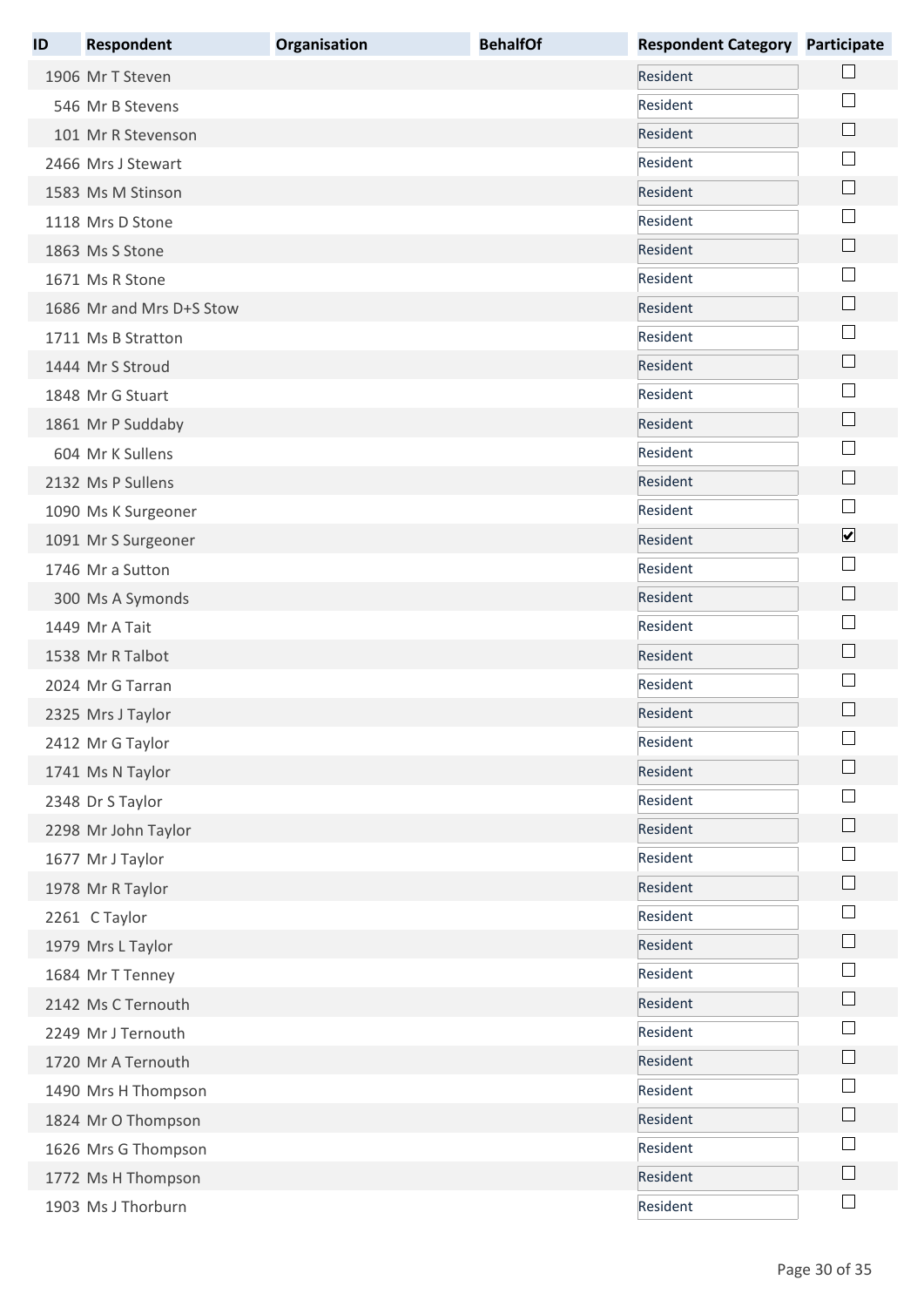| ID | Respondent | Organisation | BehalfOf | Respondent Category | Participate |
|---|---|---|---|---|---|
| 1906 | Mr T Steven | | | Resident | ☐ |
| 546 | Mr B Stevens | | | Resident | ☐ |
| 101 | Mr R Stevenson | | | Resident | ☐ |
| 2466 | Mrs J Stewart | | | Resident | ☐ |
| 1583 | Ms M Stinson | | | Resident | ☐ |
| 1118 | Mrs D Stone | | | Resident | ☐ |
| 1863 | Ms S Stone | | | Resident | ☐ |
| 1671 | Ms R Stone | | | Resident | ☐ |
| 1686 | Mr and Mrs D+S Stow | | | Resident | ☐ |
| 1711 | Ms B Stratton | | | Resident | ☐ |
| 1444 | Mr S Stroud | | | Resident | ☐ |
| 1848 | Mr G Stuart | | | Resident | ☐ |
| 1861 | Mr P Suddaby | | | Resident | ☐ |
| 604 | Mr K Sullens | | | Resident | ☐ |
| 2132 | Ms P Sullens | | | Resident | ☐ |
| 1090 | Ms K Surgeoner | | | Resident | ☐ |
| 1091 | Mr S Surgeoner | | | Resident | ☑ |
| 1746 | Mr a Sutton | | | Resident | ☐ |
| 300 | Ms A Symonds | | | Resident | ☐ |
| 1449 | Mr A Tait | | | Resident | ☐ |
| 1538 | Mr R Talbot | | | Resident | ☐ |
| 2024 | Mr G Tarran | | | Resident | ☐ |
| 2325 | Mrs J Taylor | | | Resident | ☐ |
| 2412 | Mr G Taylor | | | Resident | ☐ |
| 1741 | Ms N Taylor | | | Resident | ☐ |
| 2348 | Dr S Taylor | | | Resident | ☐ |
| 2298 | Mr John Taylor | | | Resident | ☐ |
| 1677 | Mr J Taylor | | | Resident | ☐ |
| 1978 | Mr R Taylor | | | Resident | ☐ |
| 2261 | C Taylor | | | Resident | ☐ |
| 1979 | Mrs L Taylor | | | Resident | ☐ |
| 1684 | Mr T Tenney | | | Resident | ☐ |
| 2142 | Ms C Ternouth | | | Resident | ☐ |
| 2249 | Mr J Ternouth | | | Resident | ☐ |
| 1720 | Mr A Ternouth | | | Resident | ☐ |
| 1490 | Mrs H Thompson | | | Resident | ☐ |
| 1824 | Mr O Thompson | | | Resident | ☐ |
| 1626 | Mrs G Thompson | | | Resident | ☐ |
| 1772 | Ms H Thompson | | | Resident | ☐ |
| 1903 | Ms J Thorburn | | | Resident | ☐ |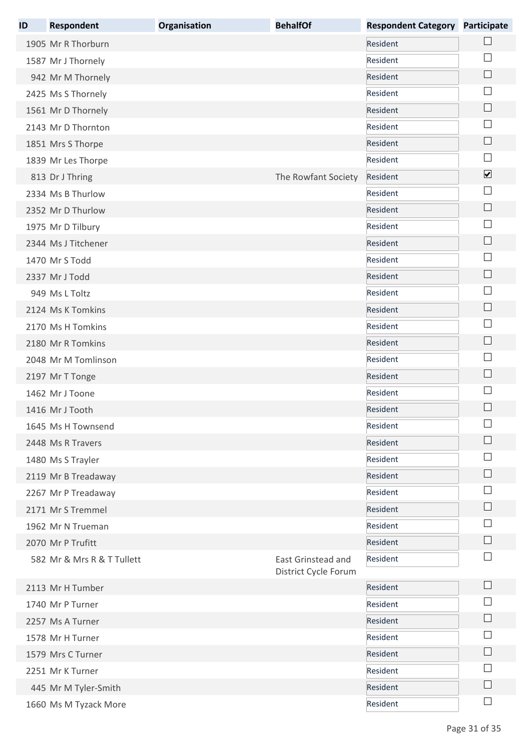| ID | Respondent | Organisation | BehalfOf | Respondent Category | Participate |
|---|---|---|---|---|---|
| 1905 | Mr R Thorburn | | | Resident | ☐ |
| 1587 | Mr J Thornely | | | Resident | ☐ |
| 942 | Mr M Thornely | | | Resident | ☐ |
| 2425 | Ms S Thornely | | | Resident | ☐ |
| 1561 | Mr D Thornely | | | Resident | ☐ |
| 2143 | Mr D Thornton | | | Resident | ☐ |
| 1851 | Mrs S Thorpe | | | Resident | ☐ |
| 1839 | Mr Les Thorpe | | | Resident | ☐ |
| 813 | Dr J Thring | | The Rowfant Society | Resident | ☑ |
| 2334 | Ms B Thurlow | | | Resident | ☐ |
| 2352 | Mr D Thurlow | | | Resident | ☐ |
| 1975 | Mr D Tilbury | | | Resident | ☐ |
| 2344 | Ms J Titchener | | | Resident | ☐ |
| 1470 | Mr S Todd | | | Resident | ☐ |
| 2337 | Mr J Todd | | | Resident | ☐ |
| 949 | Ms L Toltz | | | Resident | ☐ |
| 2124 | Ms K Tomkins | | | Resident | ☐ |
| 2170 | Ms H Tomkins | | | Resident | ☐ |
| 2180 | Mr R Tomkins | | | Resident | ☐ |
| 2048 | Mr M Tomlinson | | | Resident | ☐ |
| 2197 | Mr T Tonge | | | Resident | ☐ |
| 1462 | Mr J Toone | | | Resident | ☐ |
| 1416 | Mr J Tooth | | | Resident | ☐ |
| 1645 | Ms H Townsend | | | Resident | ☐ |
| 2448 | Ms R Travers | | | Resident | ☐ |
| 1480 | Ms S Trayler | | | Resident | ☐ |
| 2119 | Mr B Treadaway | | | Resident | ☐ |
| 2267 | Mr P Treadaway | | | Resident | ☐ |
| 2171 | Mr S Tremmel | | | Resident | ☐ |
| 1962 | Mr N Trueman | | | Resident | ☐ |
| 2070 | Mr P Trufitt | | | Resident | ☐ |
| 582 | Mr & Mrs R & T Tullett | | East Grinstead and District Cycle Forum | Resident | ☐ |
| 2113 | Mr H Tumber | | | Resident | ☐ |
| 1740 | Mr P Turner | | | Resident | ☐ |
| 2257 | Ms A Turner | | | Resident | ☐ |
| 1578 | Mr H Turner | | | Resident | ☐ |
| 1579 | Mrs C Turner | | | Resident | ☐ |
| 2251 | Mr K Turner | | | Resident | ☐ |
| 445 | Mr M Tyler-Smith | | | Resident | ☐ |
| 1660 | Ms M Tyzack More | | | Resident | ☐ |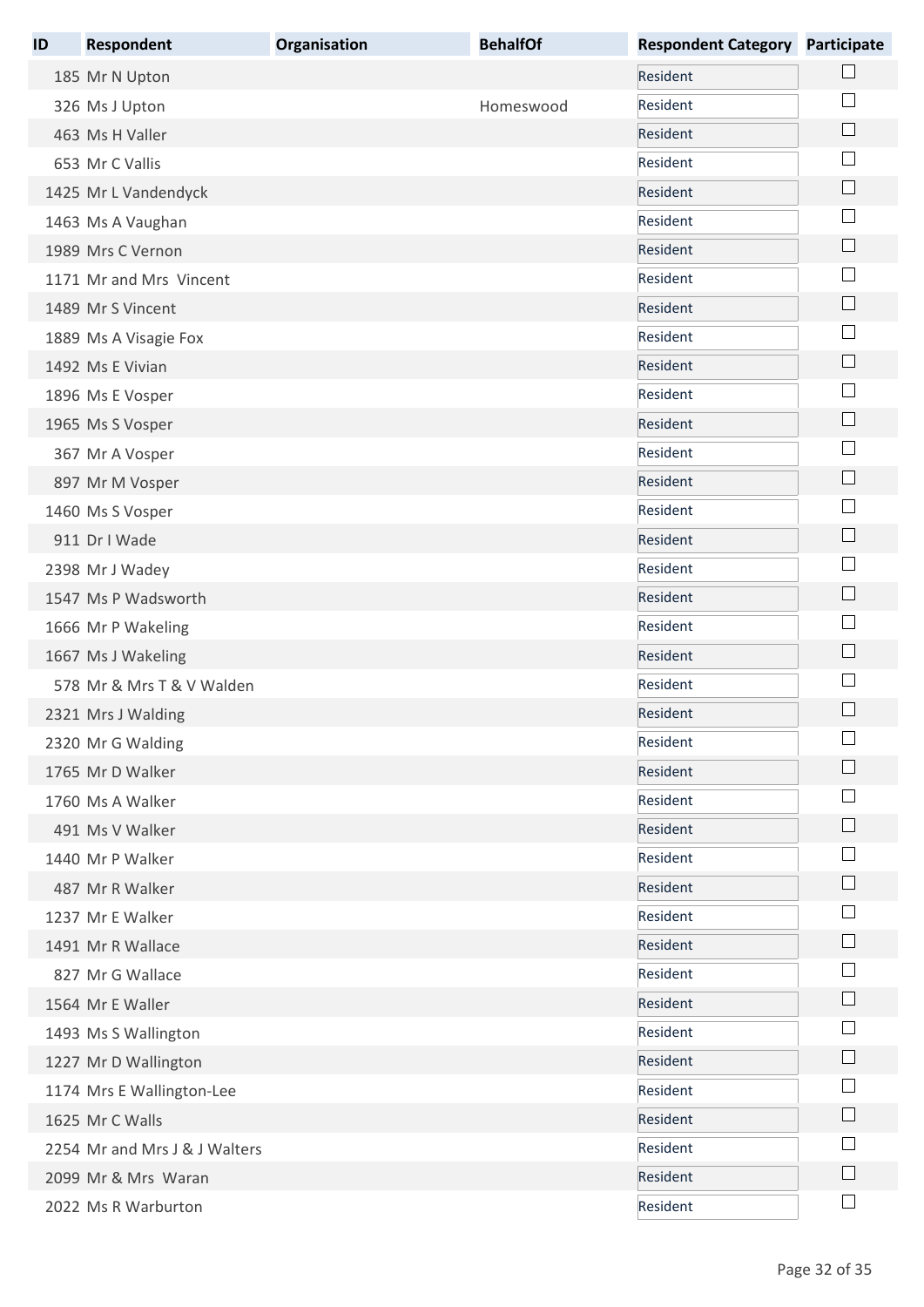| ID | Respondent | Organisation | BehalfOf | Respondent Category | Participate |
|---|---|---|---|---|---|
| 185 | Mr N Upton | | | Resident | ☐ |
| 326 | Ms J Upton | | Homeswood | Resident | ☐ |
| 463 | Ms H Valler | | | Resident | ☐ |
| 653 | Mr C Vallis | | | Resident | ☐ |
| 1425 | Mr L Vandendyck | | | Resident | ☐ |
| 1463 | Ms A Vaughan | | | Resident | ☐ |
| 1989 | Mrs C Vernon | | | Resident | ☐ |
| 1171 | Mr and Mrs Vincent | | | Resident | ☐ |
| 1489 | Mr S Vincent | | | Resident | ☐ |
| 1889 | Ms A Visagie Fox | | | Resident | ☐ |
| 1492 | Ms E Vivian | | | Resident | ☐ |
| 1896 | Ms E Vosper | | | Resident | ☐ |
| 1965 | Ms S Vosper | | | Resident | ☐ |
| 367 | Mr A Vosper | | | Resident | ☐ |
| 897 | Mr M Vosper | | | Resident | ☐ |
| 1460 | Ms S Vosper | | | Resident | ☐ |
| 911 | Dr I Wade | | | Resident | ☐ |
| 2398 | Mr J Wadey | | | Resident | ☐ |
| 1547 | Ms P Wadsworth | | | Resident | ☐ |
| 1666 | Mr P Wakeling | | | Resident | ☐ |
| 1667 | Ms J Wakeling | | | Resident | ☐ |
| 578 | Mr & Mrs T & V Walden | | | Resident | ☐ |
| 2321 | Mrs J Walding | | | Resident | ☐ |
| 2320 | Mr G Walding | | | Resident | ☐ |
| 1765 | Mr D Walker | | | Resident | ☐ |
| 1760 | Ms A Walker | | | Resident | ☐ |
| 491 | Ms V Walker | | | Resident | ☐ |
| 1440 | Mr P Walker | | | Resident | ☐ |
| 487 | Mr R Walker | | | Resident | ☐ |
| 1237 | Mr E Walker | | | Resident | ☐ |
| 1491 | Mr R Wallace | | | Resident | ☐ |
| 827 | Mr G Wallace | | | Resident | ☐ |
| 1564 | Mr E Waller | | | Resident | ☐ |
| 1493 | Ms S Wallington | | | Resident | ☐ |
| 1227 | Mr D Wallington | | | Resident | ☐ |
| 1174 | Mrs E Wallington-Lee | | | Resident | ☐ |
| 1625 | Mr C Walls | | | Resident | ☐ |
| 2254 | Mr and Mrs J & J Walters | | | Resident | ☐ |
| 2099 | Mr & Mrs Waran | | | Resident | ☐ |
| 2022 | Ms R Warburton | | | Resident | ☐ |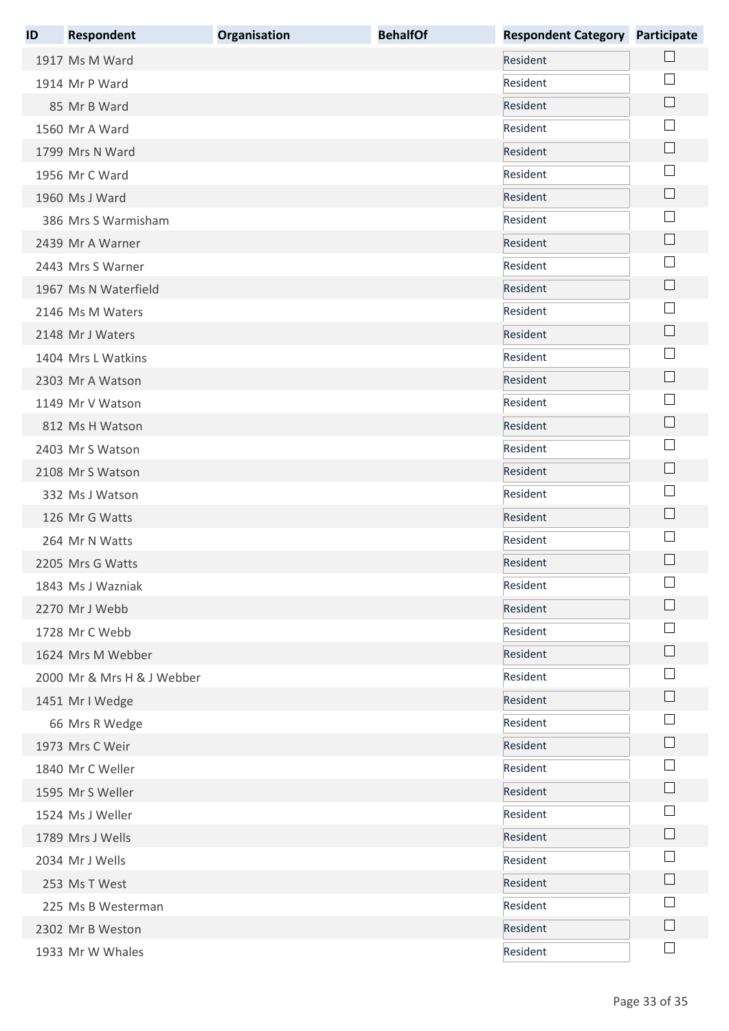| ID | Respondent | Organisation | BehalfOf | Respondent Category | Participate |
|---|---|---|---|---|---|
| 1917 | Ms M Ward | | | Resident | ☐ |
| 1914 | Mr P Ward | | | Resident | ☐ |
| 85 | Mr B Ward | | | Resident | ☐ |
| 1560 | Mr A Ward | | | Resident | ☐ |
| 1799 | Mrs N Ward | | | Resident | ☐ |
| 1956 | Mr C Ward | | | Resident | ☐ |
| 1960 | Ms J Ward | | | Resident | ☐ |
| 386 | Mrs S Warmisham | | | Resident | ☐ |
| 2439 | Mr A Warner | | | Resident | ☐ |
| 2443 | Mrs S Warner | | | Resident | ☐ |
| 1967 | Ms N Waterfield | | | Resident | ☐ |
| 2146 | Ms M Waters | | | Resident | ☐ |
| 2148 | Mr J Waters | | | Resident | ☐ |
| 1404 | Mrs L Watkins | | | Resident | ☐ |
| 2303 | Mr A Watson | | | Resident | ☐ |
| 1149 | Mr V Watson | | | Resident | ☐ |
| 812 | Ms H Watson | | | Resident | ☐ |
| 2403 | Mr S Watson | | | Resident | ☐ |
| 2108 | Mr S Watson | | | Resident | ☐ |
| 332 | Ms J Watson | | | Resident | ☐ |
| 126 | Mr G Watts | | | Resident | ☐ |
| 264 | Mr N Watts | | | Resident | ☐ |
| 2205 | Mrs G Watts | | | Resident | ☐ |
| 1843 | Ms J Wazniak | | | Resident | ☐ |
| 2270 | Mr J Webb | | | Resident | ☐ |
| 1728 | Mr C Webb | | | Resident | ☐ |
| 1624 | Mrs M Webber | | | Resident | ☐ |
| 2000 | Mr & Mrs H & J Webber | | | Resident | ☐ |
| 1451 | Mr I Wedge | | | Resident | ☐ |
| 66 | Mrs R Wedge | | | Resident | ☐ |
| 1973 | Mrs C Weir | | | Resident | ☐ |
| 1840 | Mr C Weller | | | Resident | ☐ |
| 1595 | Mr S Weller | | | Resident | ☐ |
| 1524 | Ms J Weller | | | Resident | ☐ |
| 1789 | Mrs J Wells | | | Resident | ☐ |
| 2034 | Mr J Wells | | | Resident | ☐ |
| 253 | Ms T West | | | Resident | ☐ |
| 225 | Ms B Westerman | | | Resident | ☐ |
| 2302 | Mr B Weston | | | Resident | ☐ |
| 1933 | Mr W Whales | | | Resident | ☐ |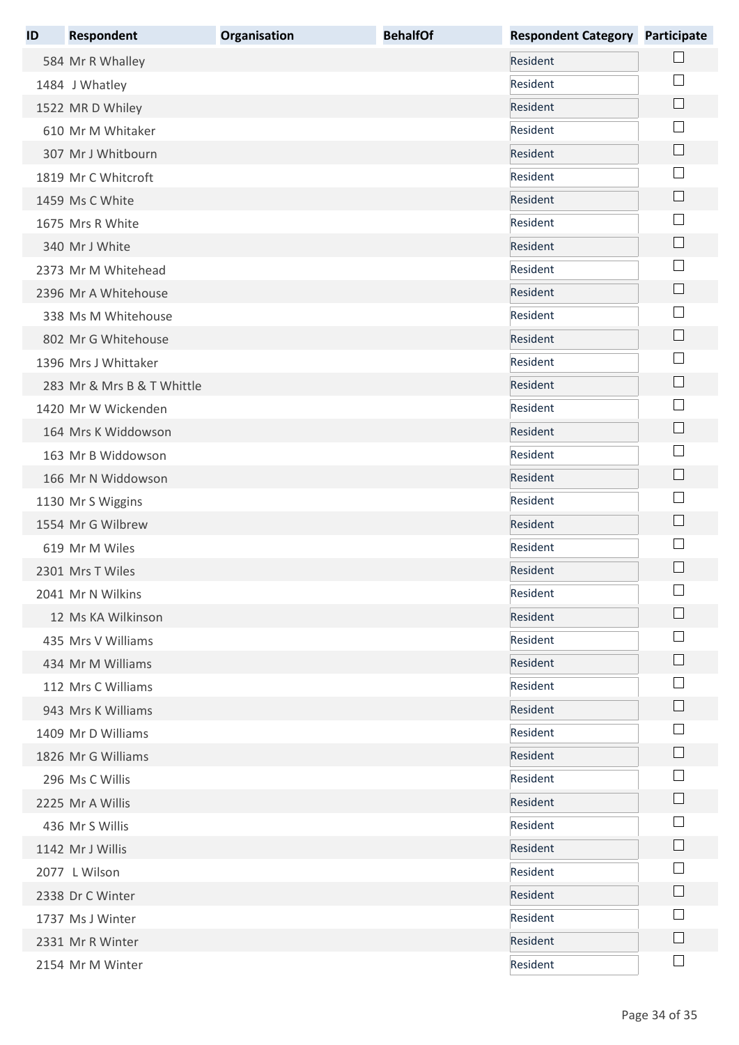| ID | Respondent | Organisation | BehalfOf | Respondent Category | Participate |
|---|---|---|---|---|---|
| 584 | Mr R Whalley | | | Resident | ☐ |
| 1484 | J Whatley | | | Resident | ☐ |
| 1522 | MR D Whiley | | | Resident | ☐ |
| 610 | Mr M Whitaker | | | Resident | ☐ |
| 307 | Mr J Whitbourn | | | Resident | ☐ |
| 1819 | Mr C Whitcroft | | | Resident | ☐ |
| 1459 | Ms C White | | | Resident | ☐ |
| 1675 | Mrs R White | | | Resident | ☐ |
| 340 | Mr J White | | | Resident | ☐ |
| 2373 | Mr M Whitehead | | | Resident | ☐ |
| 2396 | Mr A Whitehouse | | | Resident | ☐ |
| 338 | Ms M Whitehouse | | | Resident | ☐ |
| 802 | Mr G Whitehouse | | | Resident | ☐ |
| 1396 | Mrs J Whittaker | | | Resident | ☐ |
| 283 | Mr & Mrs B & T Whittle | | | Resident | ☐ |
| 1420 | Mr W Wickenden | | | Resident | ☐ |
| 164 | Mrs K Widdowson | | | Resident | ☐ |
| 163 | Mr B Widdowson | | | Resident | ☐ |
| 166 | Mr N Widdowson | | | Resident | ☐ |
| 1130 | Mr S Wiggins | | | Resident | ☐ |
| 1554 | Mr G Wilbrew | | | Resident | ☐ |
| 619 | Mr M Wiles | | | Resident | ☐ |
| 2301 | Mrs T Wiles | | | Resident | ☐ |
| 2041 | Mr N Wilkins | | | Resident | ☐ |
| 12 | Ms KA Wilkinson | | | Resident | ☐ |
| 435 | Mrs V Williams | | | Resident | ☐ |
| 434 | Mr M Williams | | | Resident | ☐ |
| 112 | Mrs C Williams | | | Resident | ☐ |
| 943 | Mrs K Williams | | | Resident | ☐ |
| 1409 | Mr D Williams | | | Resident | ☐ |
| 1826 | Mr G Williams | | | Resident | ☐ |
| 296 | Ms C Willis | | | Resident | ☐ |
| 2225 | Mr A Willis | | | Resident | ☐ |
| 436 | Mr S Willis | | | Resident | ☐ |
| 1142 | Mr J Willis | | | Resident | ☐ |
| 2077 | L Wilson | | | Resident | ☐ |
| 2338 | Dr C Winter | | | Resident | ☐ |
| 1737 | Ms J Winter | | | Resident | ☐ |
| 2331 | Mr R Winter | | | Resident | ☐ |
| 2154 | Mr M Winter | | | Resident | ☐ |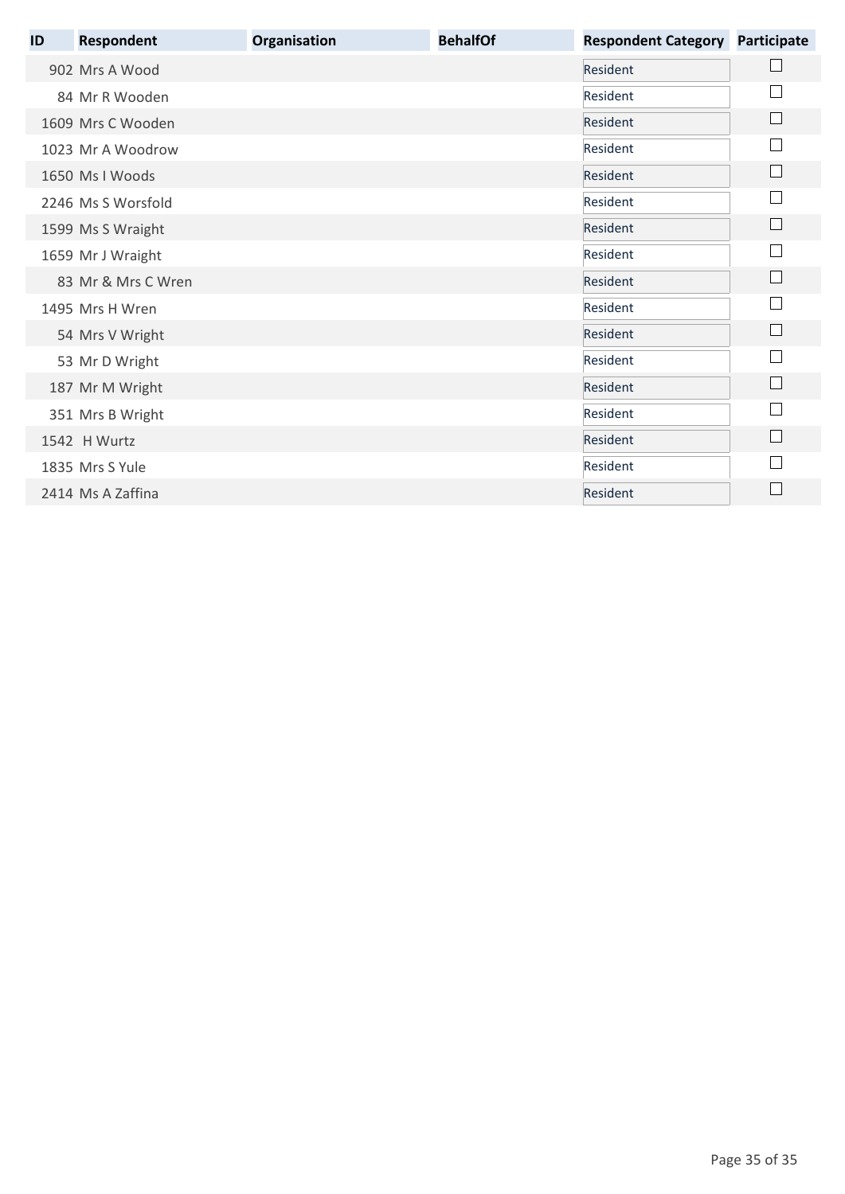| ID | Respondent | Organisation | BehalfOf | Respondent Category | Participate |
|---|---|---|---|---|---|
| 902 | Mrs A Wood | | | Resident | ☐ |
| 84 | Mr R Wooden | | | Resident | ☐ |
| 1609 | Mrs C Wooden | | | Resident | ☐ |
| 1023 | Mr A Woodrow | | | Resident | ☐ |
| 1650 | Ms I Woods | | | Resident | ☐ |
| 2246 | Ms S Worsfold | | | Resident | ☐ |
| 1599 | Ms S Wraight | | | Resident | ☐ |
| 1659 | Mr J Wraight | | | Resident | ☐ |
| 83 | Mr & Mrs C Wren | | | Resident | ☐ |
| 1495 | Mrs H Wren | | | Resident | ☐ |
| 54 | Mrs V Wright | | | Resident | ☐ |
| 53 | Mr D Wright | | | Resident | ☐ |
| 187 | Mr M Wright | | | Resident | ☐ |
| 351 | Mrs B Wright | | | Resident | ☐ |
| 1542 | H Wurtz | | | Resident | ☐ |
| 1835 | Mrs S Yule | | | Resident | ☐ |
| 2414 | Ms A Zaffina | | | Resident | ☐ |